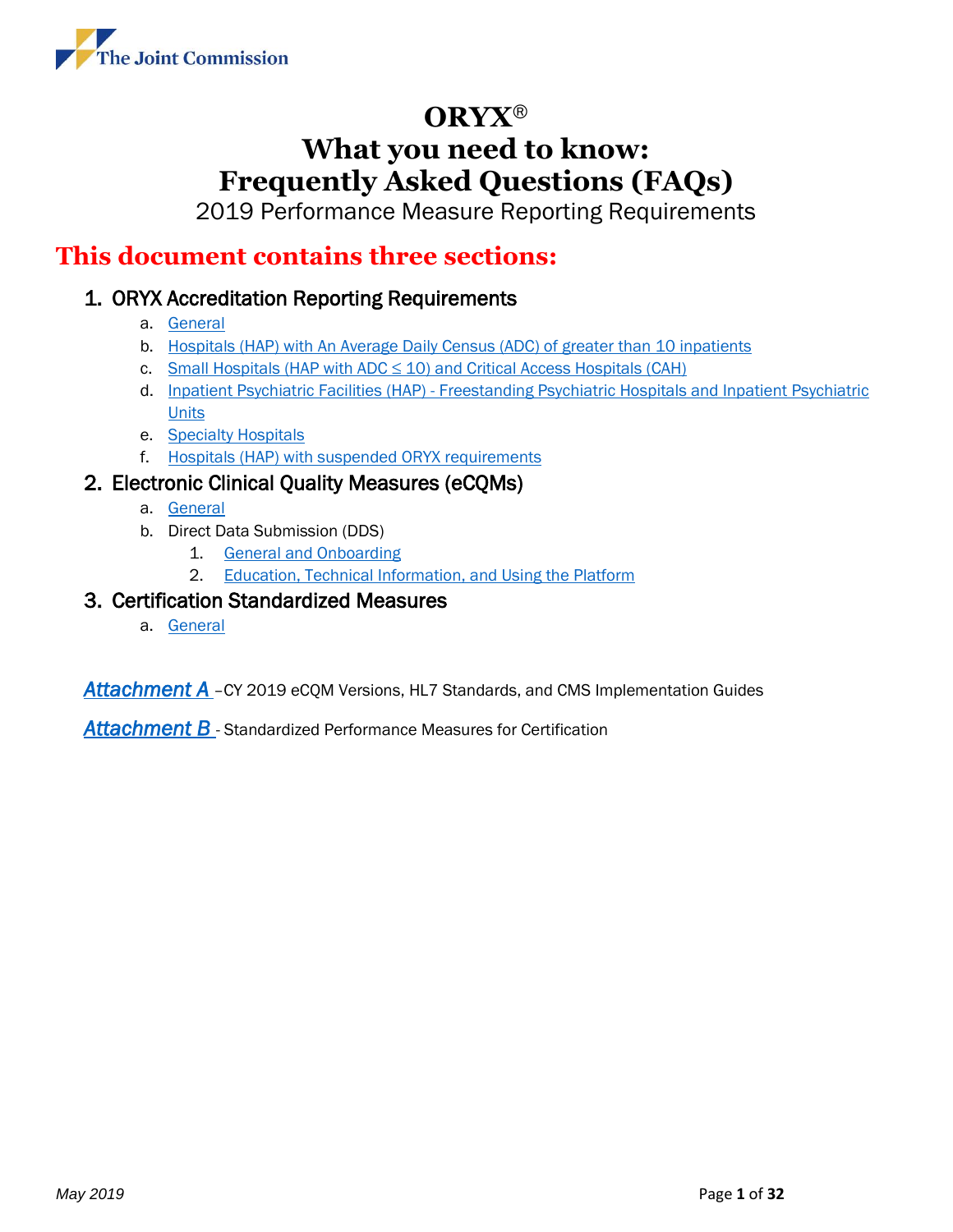The Joint Commission

# ORYX®
# What you need to know: Frequently Asked Questions (FAQs)

2019 Performance Measure Reporting Requirements

## This document contains three sections:

1. ORYX Accreditation Reporting Requirements
   a. General
   b. Hospitals (HAP) with An Average Daily Census (ADC) of greater than 10 inpatients
   c. Small Hospitals (HAP with ADC ≤ 10) and Critical Access Hospitals (CAH)
   d. Inpatient Psychiatric Facilities (HAP) - Freestanding Psychiatric Hospitals and Inpatient Psychiatric Units
   e. Specialty Hospitals
   f. Hospitals (HAP) with suspended ORYX requirements
2. Electronic Clinical Quality Measures (eCQMs)
   a. General
   b. Direct Data Submission (DDS)
      1. General and Onboarding
      2. Education, Technical Information, and Using the Platform
3. Certification Standardized Measures
   a. General

*Attachment A* –CY 2019 eCQM Versions, HL7 Standards, and CMS Implementation Guides

*Attachment B* - Standardized Performance Measures for Certification

*May 2019*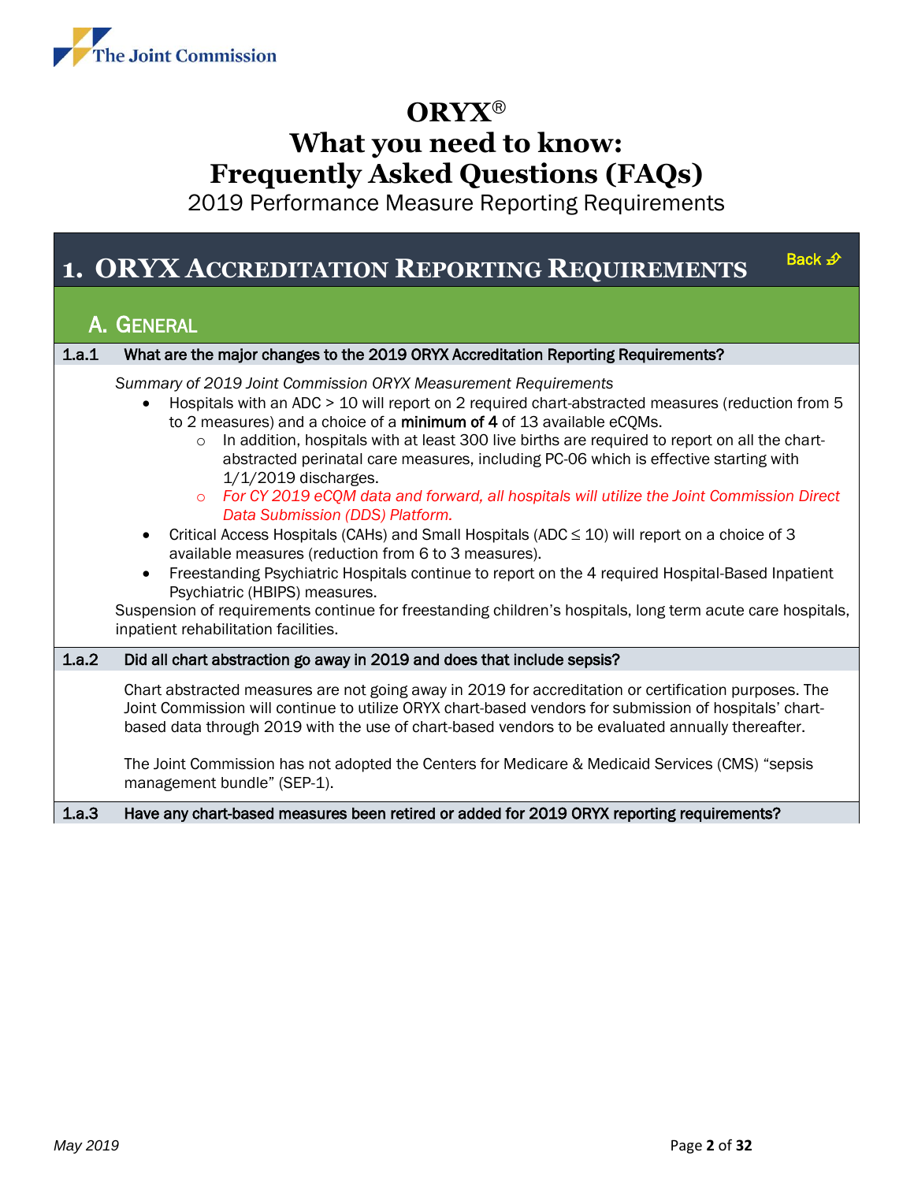# ORYX®
# What you need to know: Frequently Asked Questions (FAQs)

2019 Performance Measure Reporting Requirements

## 1. ORYX Accreditation Reporting Requirements

Back

### A. General

**1.a.1 What are the major changes to the 2019 ORYX Accreditation Reporting Requirements?**

*Summary of 2019 Joint Commission ORYX Measurement Requirements*

- Hospitals with an ADC > 10 will report on 2 required chart-abstracted measures (reduction from 5 to 2 measures) and a choice of a **minimum of 4** of 13 available eCQMs.
  - In addition, hospitals with at least 300 live births are required to report on all the chart-abstracted perinatal care measures, including PC-06 which is effective starting with 1/1/2019 discharges.
  - *For CY 2019 eCQM data and forward, all hospitals will utilize the Joint Commission Direct Data Submission (DDS) Platform.*
- Critical Access Hospitals (CAHs) and Small Hospitals (ADC ≤ 10) will report on a choice of 3 available measures (reduction from 6 to 3 measures).
- Freestanding Psychiatric Hospitals continue to report on the 4 required Hospital-Based Inpatient Psychiatric (HBIPS) measures.

Suspension of requirements continue for freestanding children's hospitals, long term acute care hospitals, inpatient rehabilitation facilities.

**1.a.2 Did all chart abstraction go away in 2019 and does that include sepsis?**

Chart abstracted measures are not going away in 2019 for accreditation or certification purposes. The Joint Commission will continue to utilize ORYX chart-based vendors for submission of hospitals' chart-based data through 2019 with the use of chart-based vendors to be evaluated annually thereafter.

The Joint Commission has not adopted the Centers for Medicare & Medicaid Services (CMS) "sepsis management bundle" (SEP-1).

**1.a.3 Have any chart-based measures been retired or added for 2019 ORYX reporting requirements?**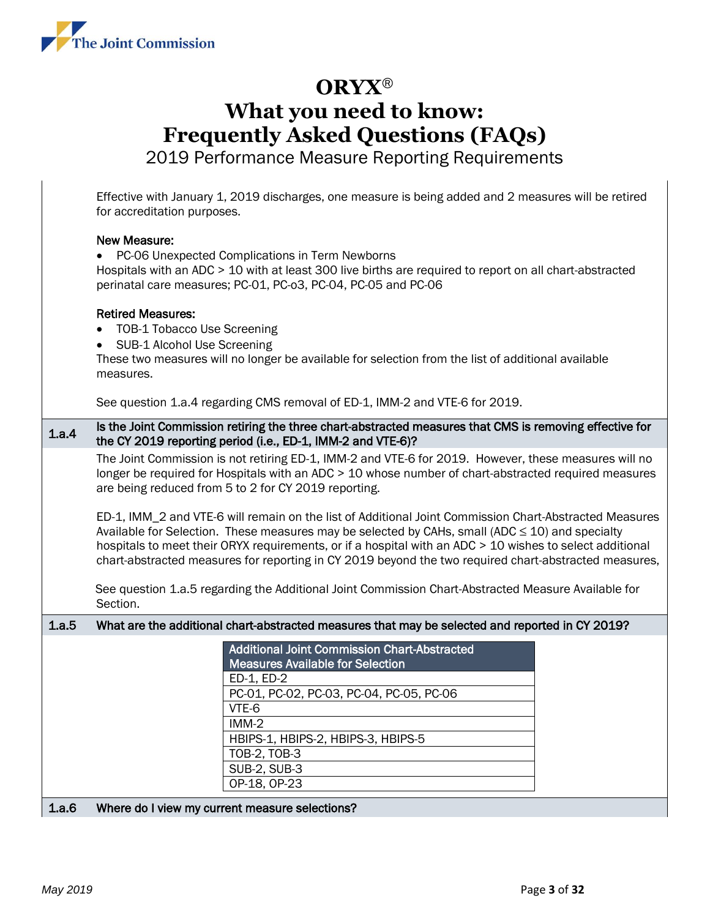Effective with January 1, 2019 discharges, one measure is being added and 2 measures will be retired for accreditation purposes.

New Measure:

- PC-06 Unexpected Complications in Term Newborns

Hospitals with an ADC > 10 with at least 300 live births are required to report on all chart-abstracted perinatal care measures; PC-01, PC-o3, PC-04, PC-05 and PC-06

Retired Measures:

- TOB-1 Tobacco Use Screening
- SUB-1 Alcohol Use Screening

These two measures will no longer be available for selection from the list of additional available measures.

See question 1.a.4 regarding CMS removal of ED-1, IMM-2 and VTE-6 for 2019.

### 1.a.4 Is the Joint Commission retiring the three chart-abstracted measures that CMS is removing effective for the CY 2019 reporting period (i.e., ED-1, IMM-2 and VTE-6)?

The Joint Commission is not retiring ED-1, IMM-2 and VTE-6 for 2019. However, these measures will no longer be required for Hospitals with an ADC > 10 whose number of chart-abstracted required measures are being reduced from 5 to 2 for CY 2019 reporting.

ED-1, IMM_2 and VTE-6 will remain on the list of Additional Joint Commission Chart-Abstracted Measures Available for Selection. These measures may be selected by CAHs, small (ADC ≤ 10) and specialty hospitals to meet their ORYX requirements, or if a hospital with an ADC > 10 wishes to select additional chart-abstracted measures for reporting in CY 2019 beyond the two required chart-abstracted measures,

See question 1.a.5 regarding the Additional Joint Commission Chart-Abstracted Measure Available for Section.

### 1.a.5 What are the additional chart-abstracted measures that may be selected and reported in CY 2019?

| Additional Joint Commission Chart-Abstracted Measures Available for Selection |
|---|
| ED-1, ED-2 |
| PC-01, PC-02, PC-03, PC-04, PC-05, PC-06 |
| VTE-6 |
| IMM-2 |
| HBIPS-1, HBIPS-2, HBIPS-3, HBIPS-5 |
| TOB-2, TOB-3 |
| SUB-2, SUB-3 |
| OP-18, OP-23 |

### 1.a.6 Where do I view my current measure selections?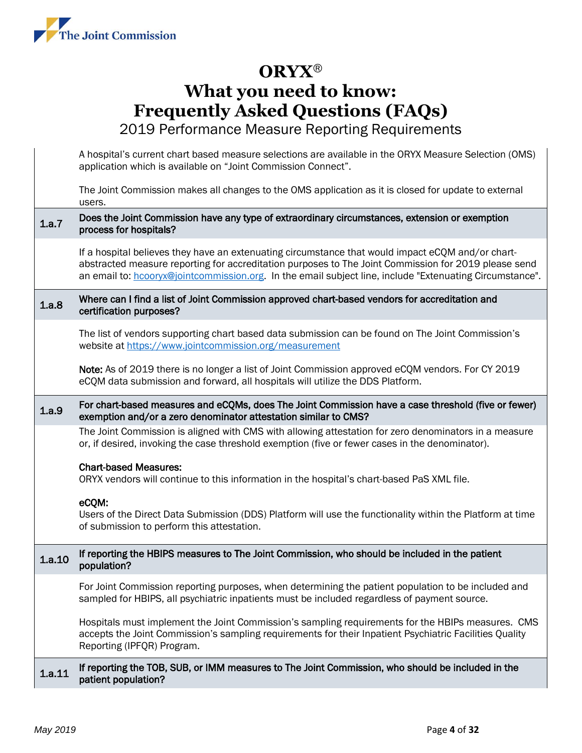A hospital's current chart based measure selections are available in the ORYX Measure Selection (OMS) application which is available on "Joint Commission Connect".

The Joint Commission makes all changes to the OMS application as it is closed for update to external users.

**1.a.7 Does the Joint Commission have any type of extraordinary circumstances, extension or exemption process for hospitals?**

If a hospital believes they have an extenuating circumstance that would impact eCQM and/or chart-abstracted measure reporting for accreditation purposes to The Joint Commission for 2019 please send an email to: hcooryx@jointcommission.org. In the email subject line, include "Extenuating Circumstance".

**1.a.8 Where can I find a list of Joint Commission approved chart-based vendors for accreditation and certification purposes?**

The list of vendors supporting chart based data submission can be found on The Joint Commission's website at https://www.jointcommission.org/measurement

**Note:** As of 2019 there is no longer a list of Joint Commission approved eCQM vendors. For CY 2019 eCQM data submission and forward, all hospitals will utilize the DDS Platform.

**1.a.9 For chart-based measures and eCQMs, does The Joint Commission have a case threshold (five or fewer) exemption and/or a zero denominator attestation similar to CMS?**

The Joint Commission is aligned with CMS with allowing attestation for zero denominators in a measure or, if desired, invoking the case threshold exemption (five or fewer cases in the denominator).

**Chart-based Measures:**
ORYX vendors will continue to this information in the hospital's chart-based PaS XML file.

**eCQM:**
Users of the Direct Data Submission (DDS) Platform will use the functionality within the Platform at time of submission to perform this attestation.

**1.a.10 If reporting the HBIPS measures to The Joint Commission, who should be included in the patient population?**

For Joint Commission reporting purposes, when determining the patient population to be included and sampled for HBIPS, all psychiatric inpatients must be included regardless of payment source.

Hospitals must implement the Joint Commission's sampling requirements for the HBIPs measures. CMS accepts the Joint Commission's sampling requirements for their Inpatient Psychiatric Facilities Quality Reporting (IPFQR) Program.

**1.a.11 If reporting the TOB, SUB, or IMM measures to The Joint Commission, who should be included in the patient population?**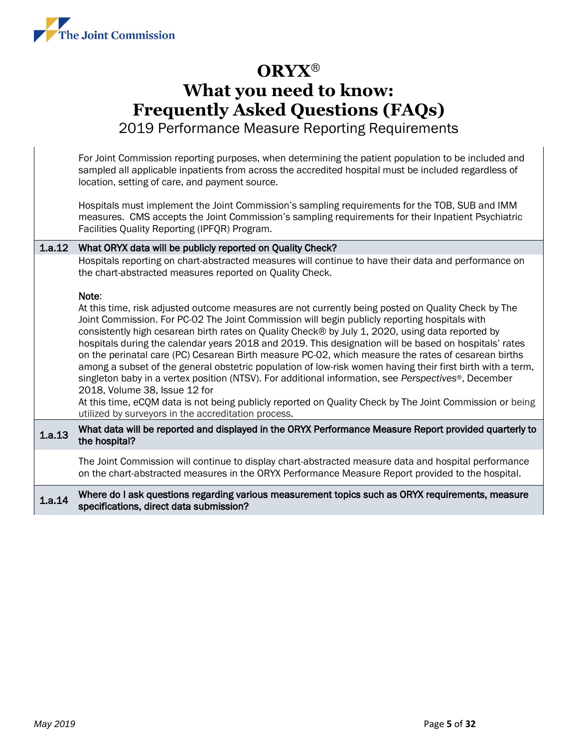For Joint Commission reporting purposes, when determining the patient population to be included and sampled all applicable inpatients from across the accredited hospital must be included regardless of location, setting of care, and payment source.

Hospitals must implement the Joint Commission's sampling requirements for the TOB, SUB and IMM measures. CMS accepts the Joint Commission's sampling requirements for their Inpatient Psychiatric Facilities Quality Reporting (IPFQR) Program.

**1.a.12 What ORYX data will be publicly reported on Quality Check?**

Hospitals reporting on chart-abstracted measures will continue to have their data and performance on the chart-abstracted measures reported on Quality Check.

Note:
At this time, risk adjusted outcome measures are not currently being posted on Quality Check by The Joint Commission. For PC-02 The Joint Commission will begin publicly reporting hospitals with consistently high cesarean birth rates on Quality Check® by July 1, 2020, using data reported by hospitals during the calendar years 2018 and 2019. This designation will be based on hospitals' rates on the perinatal care (PC) Cesarean Birth measure PC-02, which measure the rates of cesarean births among a subset of the general obstetric population of low-risk women having their first birth with a term, singleton baby in a vertex position (NTSV). For additional information, see *Perspectives*®, December 2018, Volume 38, Issue 12 for
At this time, eCQM data is not being publicly reported on Quality Check by The Joint Commission or being utilized by surveyors in the accreditation process.

**1.a.13 What data will be reported and displayed in the ORYX Performance Measure Report provided quarterly to the hospital?**

The Joint Commission will continue to display chart-abstracted measure data and hospital performance on the chart-abstracted measures in the ORYX Performance Measure Report provided to the hospital.

**1.a.14 Where do I ask questions regarding various measurement topics such as ORYX requirements, measure specifications, direct data submission?**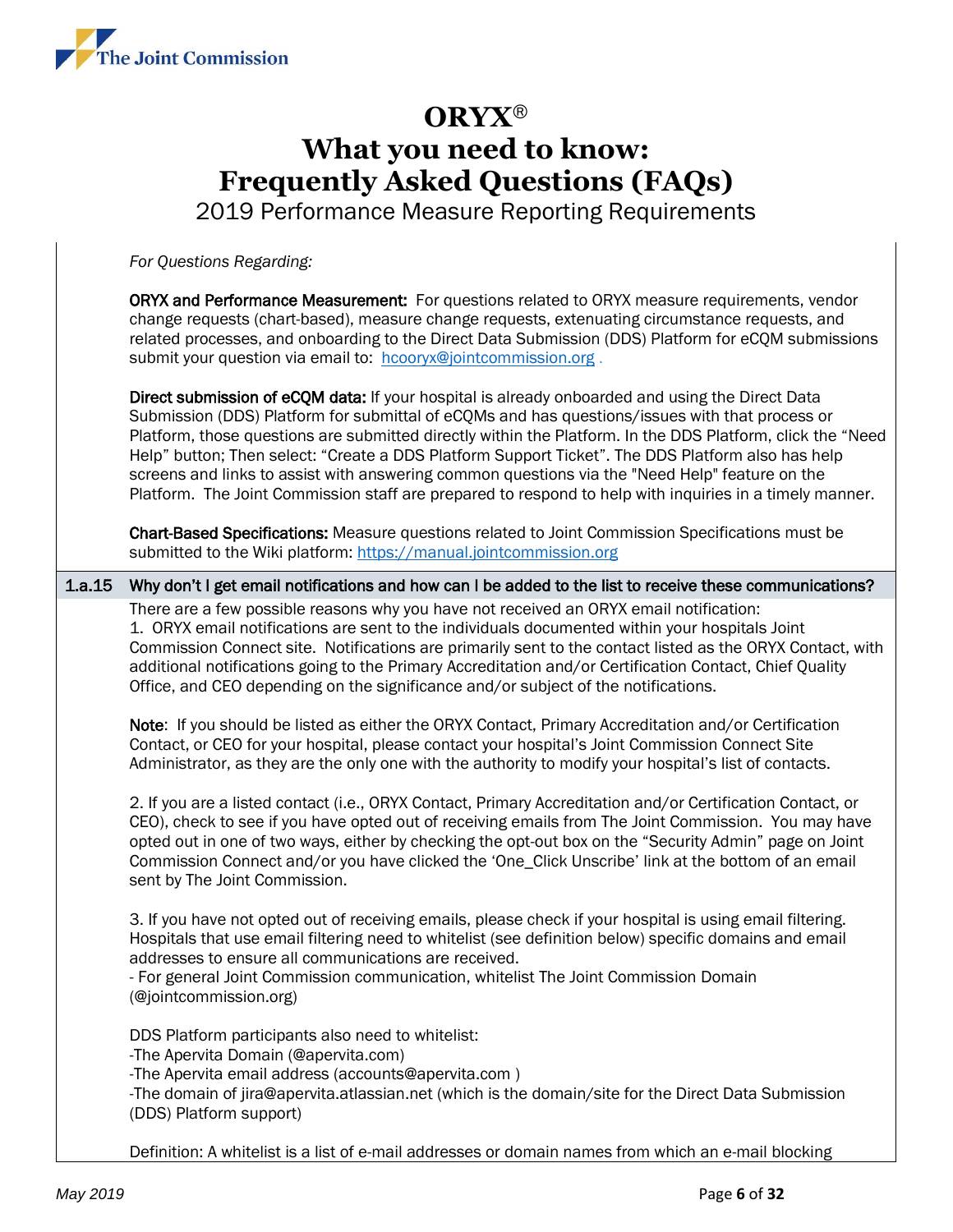# ORYX®
# What you need to know: Frequently Asked Questions (FAQs)
2019 Performance Measure Reporting Requirements

*For Questions Regarding:*

**ORYX and Performance Measurement:** For questions related to ORYX measure requirements, vendor change requests (chart-based), measure change requests, extenuating circumstance requests, and related processes, and onboarding to the Direct Data Submission (DDS) Platform for eCQM submissions submit your question via email to: hcooryx@jointcommission.org .

**Direct submission of eCQM data:** If your hospital is already onboarded and using the Direct Data Submission (DDS) Platform for submittal of eCQMs and has questions/issues with that process or Platform, those questions are submitted directly within the Platform. In the DDS Platform, click the "Need Help" button; Then select: "Create a DDS Platform Support Ticket". The DDS Platform also has help screens and links to assist with answering common questions via the "Need Help" feature on the Platform. The Joint Commission staff are prepared to respond to help with inquiries in a timely manner.

**Chart-Based Specifications:** Measure questions related to Joint Commission Specifications must be submitted to the Wiki platform: https://manual.jointcommission.org

**1.a.15 Why don't I get email notifications and how can I be added to the list to receive these communications?**

There are a few possible reasons why you have not received an ORYX email notification:

1. ORYX email notifications are sent to the individuals documented within your hospitals Joint Commission Connect site. Notifications are primarily sent to the contact listed as the ORYX Contact, with additional notifications going to the Primary Accreditation and/or Certification Contact, Chief Quality Office, and CEO depending on the significance and/or subject of the notifications.

**Note**: If you should be listed as either the ORYX Contact, Primary Accreditation and/or Certification Contact, or CEO for your hospital, please contact your hospital's Joint Commission Connect Site Administrator, as they are the only one with the authority to modify your hospital's list of contacts.

2. If you are a listed contact (i.e., ORYX Contact, Primary Accreditation and/or Certification Contact, or CEO), check to see if you have opted out of receiving emails from The Joint Commission. You may have opted out in one of two ways, either by checking the opt-out box on the "Security Admin" page on Joint Commission Connect and/or you have clicked the 'One_Click Unscribe' link at the bottom of an email sent by The Joint Commission.

3. If you have not opted out of receiving emails, please check if your hospital is using email filtering. Hospitals that use email filtering need to whitelist (see definition below) specific domains and email addresses to ensure all communications are received.
- For general Joint Commission communication, whitelist The Joint Commission Domain (@jointcommission.org)

DDS Platform participants also need to whitelist:
-The Apervita Domain (@apervita.com)
-The Apervita email address (accounts@apervita.com )
-The domain of jira@apervita.atlassian.net (which is the domain/site for the Direct Data Submission (DDS) Platform support)

Definition: A whitelist is a list of e-mail addresses or domain names from which an e-mail blocking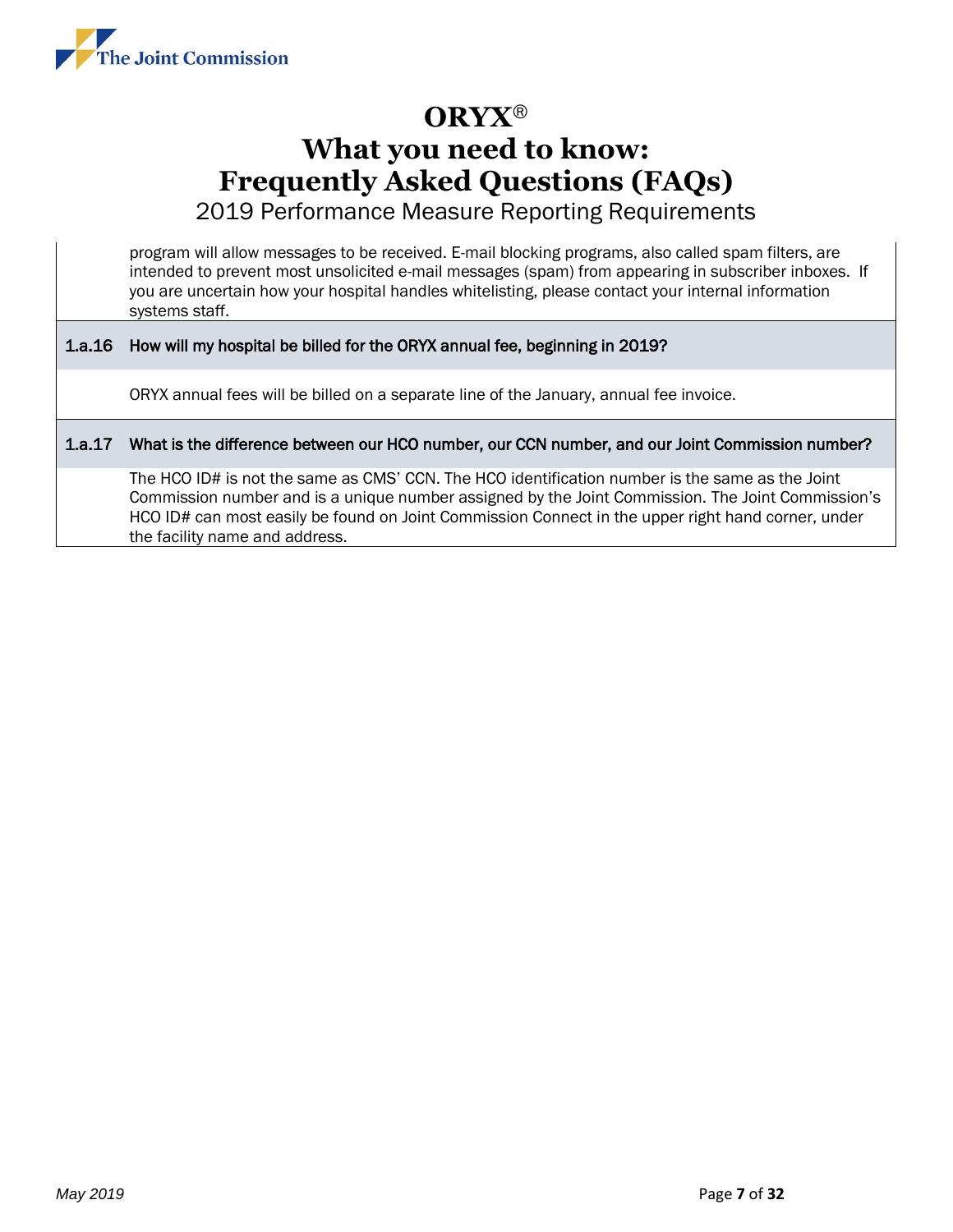program will allow messages to be received. E-mail blocking programs, also called spam filters, are intended to prevent most unsolicited e-mail messages (spam) from appearing in subscriber inboxes. If you are uncertain how your hospital handles whitelisting, please contact your internal information systems staff.

**1.a.16 How will my hospital be billed for the ORYX annual fee, beginning in 2019?**

ORYX annual fees will be billed on a separate line of the January, annual fee invoice.

**1.a.17 What is the difference between our HCO number, our CCN number, and our Joint Commission number?**

The HCO ID# is not the same as CMS' CCN. The HCO identification number is the same as the Joint Commission number and is a unique number assigned by the Joint Commission. The Joint Commission's HCO ID# can most easily be found on Joint Commission Connect in the upper right hand corner, under the facility name and address.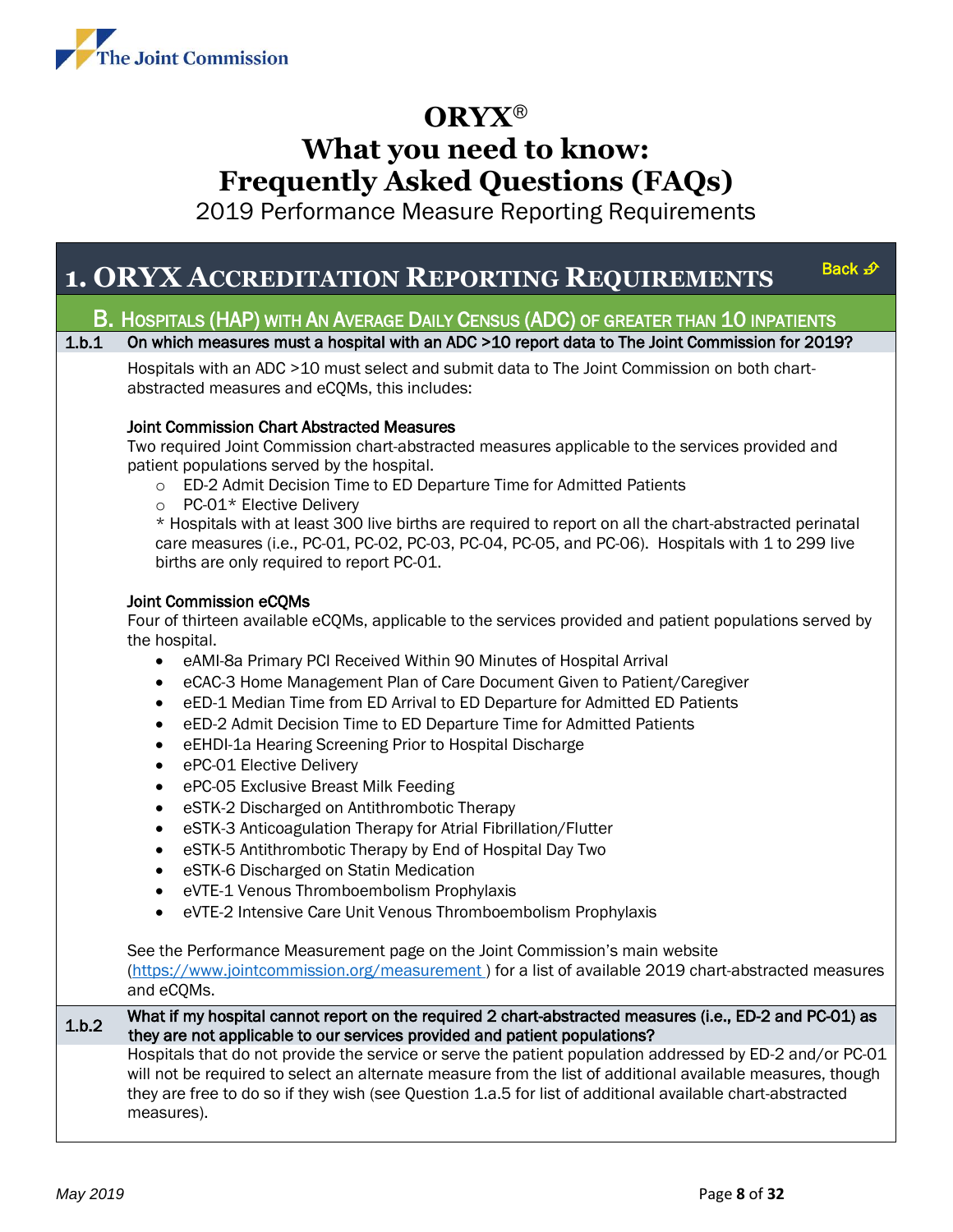# ORYX®
# What you need to know: Frequently Asked Questions (FAQs)

2019 Performance Measure Reporting Requirements

## 1. ORYX Accreditation Reporting Requirements

Back

### B. Hospitals (HAP) with an Average Daily Census (ADC) of greater than 10 inpatients

**1.b.1 On which measures must a hospital with an ADC >10 report data to The Joint Commission for 2019?**

Hospitals with an ADC >10 must select and submit data to The Joint Commission on both chart-abstracted measures and eCQMs, this includes:

**Joint Commission Chart Abstracted Measures**

Two required Joint Commission chart-abstracted measures applicable to the services provided and patient populations served by the hospital.

- ED-2 Admit Decision Time to ED Departure Time for Admitted Patients
- PC-01* Elective Delivery

\* Hospitals with at least 300 live births are required to report on all the chart-abstracted perinatal care measures (i.e., PC-01, PC-02, PC-03, PC-04, PC-05, and PC-06). Hospitals with 1 to 299 live births are only required to report PC-01.

**Joint Commission eCQMs**

Four of thirteen available eCQMs, applicable to the services provided and patient populations served by the hospital.

- eAMI-8a Primary PCI Received Within 90 Minutes of Hospital Arrival
- eCAC-3 Home Management Plan of Care Document Given to Patient/Caregiver
- eED-1 Median Time from ED Arrival to ED Departure for Admitted ED Patients
- eED-2 Admit Decision Time to ED Departure Time for Admitted Patients
- eEHDI-1a Hearing Screening Prior to Hospital Discharge
- ePC-01 Elective Delivery
- ePC-05 Exclusive Breast Milk Feeding
- eSTK-2 Discharged on Antithrombotic Therapy
- eSTK-3 Anticoagulation Therapy for Atrial Fibrillation/Flutter
- eSTK-5 Antithrombotic Therapy by End of Hospital Day Two
- eSTK-6 Discharged on Statin Medication
- eVTE-1 Venous Thromboembolism Prophylaxis
- eVTE-2 Intensive Care Unit Venous Thromboembolism Prophylaxis

See the Performance Measurement page on the Joint Commission's main website (https://www.jointcommission.org/measurement ) for a list of available 2019 chart-abstracted measures and eCQMs.

**1.b.2 What if my hospital cannot report on the required 2 chart-abstracted measures (i.e., ED-2 and PC-01) as they are not applicable to our services provided and patient populations?**

Hospitals that do not provide the service or serve the patient population addressed by ED-2 and/or PC-01 will not be required to select an alternate measure from the list of additional available measures, though they are free to do so if they wish (see Question 1.a.5 for list of additional available chart-abstracted measures).

*May 2019*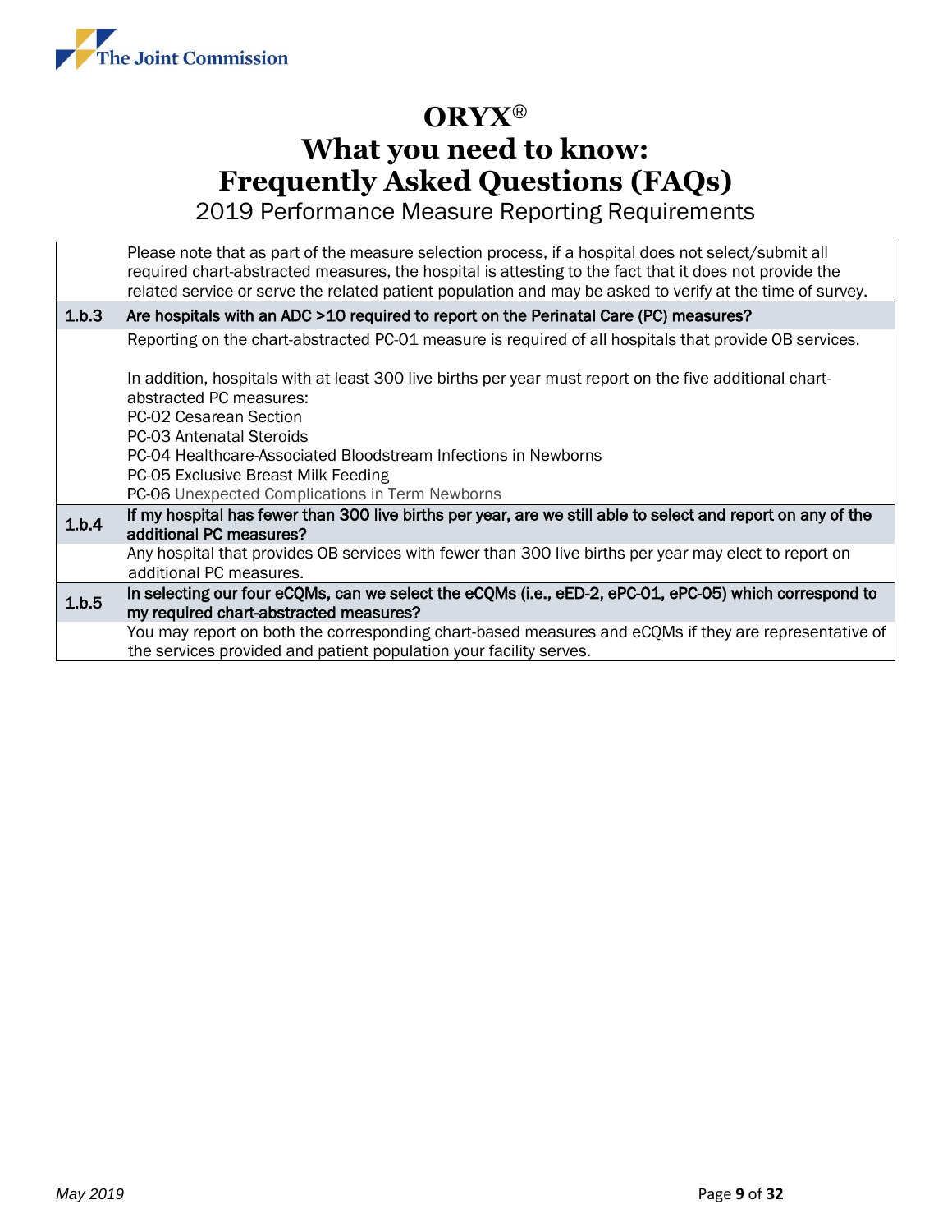| | |
|---|---|
| | Please note that as part of the measure selection process, if a hospital does not select/submit all required chart-abstracted measures, the hospital is attesting to the fact that it does not provide the related service or serve the related patient population and may be asked to verify at the time of survey. |
| **1.b.3** | **Are hospitals with an ADC >10 required to report on the Perinatal Care (PC) measures?** |
| | Reporting on the chart-abstracted PC-01 measure is required of all hospitals that provide OB services.<br><br>In addition, hospitals with at least 300 live births per year must report on the five additional chart-abstracted PC measures:<br>PC-02 Cesarean Section<br>PC-03 Antenatal Steroids<br>PC-04 Healthcare-Associated Bloodstream Infections in Newborns<br>PC-05 Exclusive Breast Milk Feeding<br>PC-06 Unexpected Complications in Term Newborns |
| **1.b.4** | **If my hospital has fewer than 300 live births per year, are we still able to select and report on any of the additional PC measures?** |
| | Any hospital that provides OB services with fewer than 300 live births per year may elect to report on additional PC measures. |
| **1.b.5** | **In selecting our four eCQMs, can we select the eCQMs (i.e., eED-2, ePC-01, ePC-05) which correspond to my required chart-abstracted measures?** |
| | You may report on both the corresponding chart-based measures and eCQMs if they are representative of the services provided and patient population your facility serves. |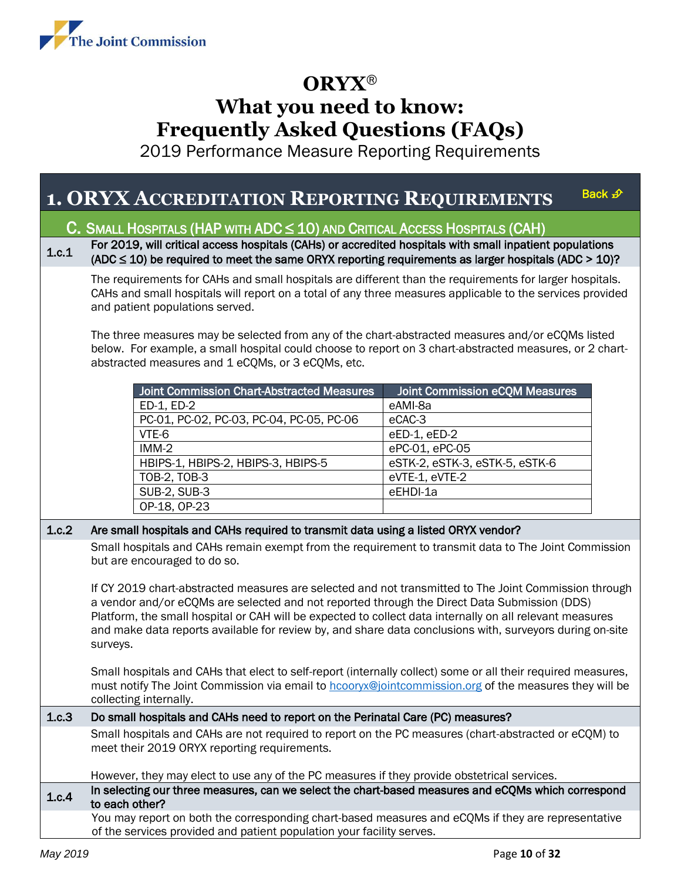# ORYX®
# What you need to know: Frequently Asked Questions (FAQs)

2019 Performance Measure Reporting Requirements

## 1. ORYX Accreditation Reporting Requirements

Back

### C. Small Hospitals (HAP with ADC ≤ 10) and Critical Access Hospitals (CAH)

**1.c.1 For 2019, will critical access hospitals (CAHs) or accredited hospitals with small inpatient populations (ADC ≤ 10) be required to meet the same ORYX reporting requirements as larger hospitals (ADC > 10)?**

The requirements for CAHs and small hospitals are different than the requirements for larger hospitals. CAHs and small hospitals will report on a total of any three measures applicable to the services provided and patient populations served.

The three measures may be selected from any of the chart-abstracted measures and/or eCQMs listed below. For example, a small hospital could choose to report on 3 chart-abstracted measures, or 2 chart-abstracted measures and 1 eCQMs, or 3 eCQMs, etc.

| Joint Commission Chart-Abstracted Measures | Joint Commission eCQM Measures |
|---|---|
| ED-1, ED-2 | eAMI-8a |
| PC-01, PC-02, PC-03, PC-04, PC-05, PC-06 | eCAC-3 |
| VTE-6 | eED-1, eED-2 |
| IMM-2 | ePC-01, ePC-05 |
| HBIPS-1, HBIPS-2, HBIPS-3, HBIPS-5 | eSTK-2, eSTK-3, eSTK-5, eSTK-6 |
| TOB-2, TOB-3 | eVTE-1, eVTE-2 |
| SUB-2, SUB-3 | eEHDI-1a |
| OP-18, OP-23 | |

**1.c.2 Are small hospitals and CAHs required to transmit data using a listed ORYX vendor?**

Small hospitals and CAHs remain exempt from the requirement to transmit data to The Joint Commission but are encouraged to do so.

If CY 2019 chart-abstracted measures are selected and not transmitted to The Joint Commission through a vendor and/or eCQMs are selected and not reported through the Direct Data Submission (DDS) Platform, the small hospital or CAH will be expected to collect data internally on all relevant measures and make data reports available for review by, and share data conclusions with, surveyors during on-site surveys.

Small hospitals and CAHs that elect to self-report (internally collect) some or all their required measures, must notify The Joint Commission via email to hcooryx@jointcommission.org of the measures they will be collecting internally.

**1.c.3 Do small hospitals and CAHs need to report on the Perinatal Care (PC) measures?**

Small hospitals and CAHs are not required to report on the PC measures (chart-abstracted or eCQM) to meet their 2019 ORYX reporting requirements.

However, they may elect to use any of the PC measures if they provide obstetrical services.

**1.c.4 In selecting our three measures, can we select the chart-based measures and eCQMs which correspond to each other?**

You may report on both the corresponding chart-based measures and eCQMs if they are representative of the services provided and patient population your facility serves.

*May 2019*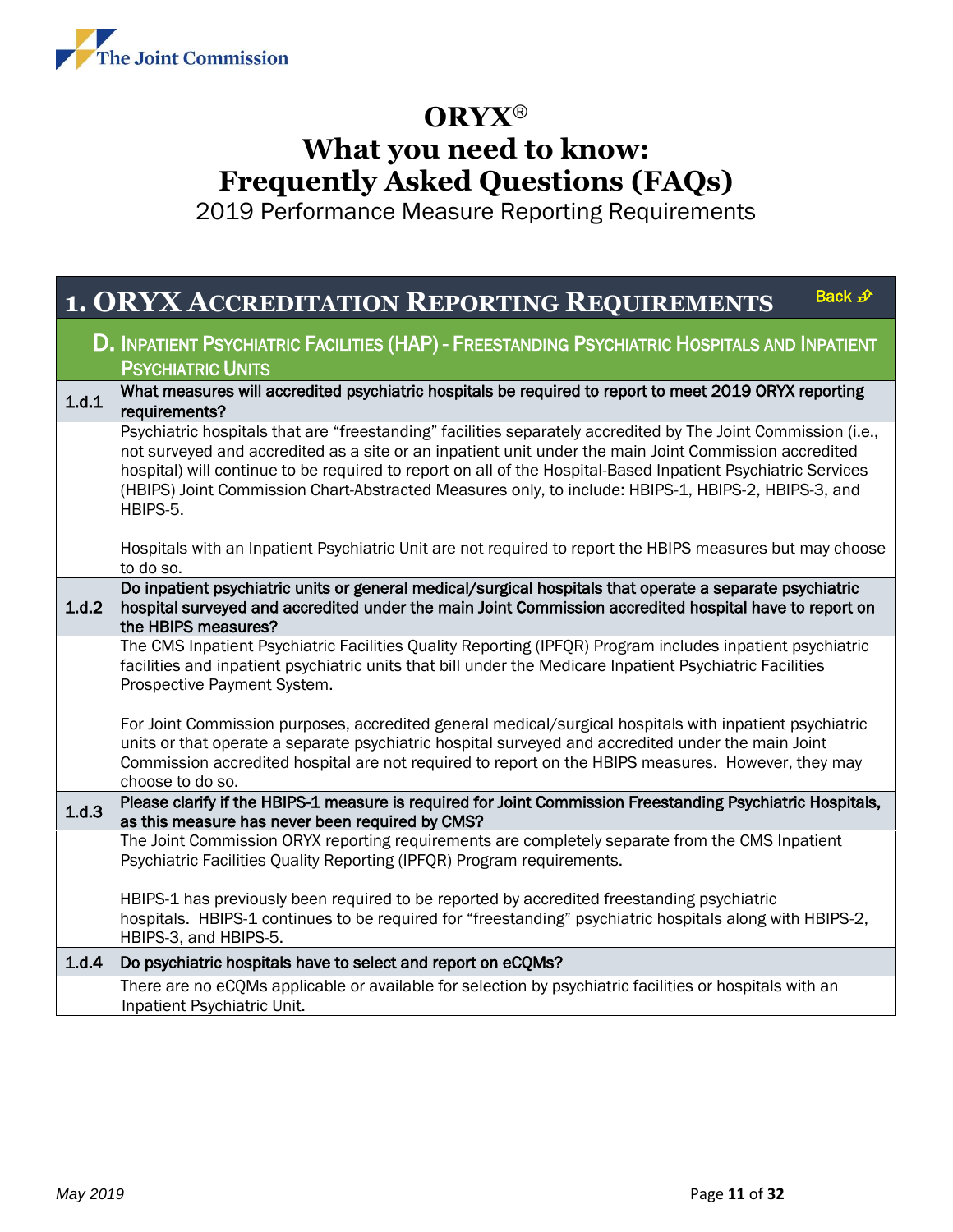# ORYX®
# What you need to know: Frequently Asked Questions (FAQs)

2019 Performance Measure Reporting Requirements

## 1. ORYX Accreditation Reporting Requirements

Back

### D. Inpatient Psychiatric Facilities (HAP) - Freestanding Psychiatric Hospitals and Inpatient Psychiatric Units

**1.d.1 What measures will accredited psychiatric hospitals be required to report to meet 2019 ORYX reporting requirements?**

Psychiatric hospitals that are "freestanding" facilities separately accredited by The Joint Commission (i.e., not surveyed and accredited as a site or an inpatient unit under the main Joint Commission accredited hospital) will continue to be required to report on all of the Hospital-Based Inpatient Psychiatric Services (HBIPS) Joint Commission Chart-Abstracted Measures only, to include: HBIPS-1, HBIPS-2, HBIPS-3, and HBIPS-5.

Hospitals with an Inpatient Psychiatric Unit are not required to report the HBIPS measures but may choose to do so.

**1.d.2 Do inpatient psychiatric units or general medical/surgical hospitals that operate a separate psychiatric hospital surveyed and accredited under the main Joint Commission accredited hospital have to report on the HBIPS measures?**

The CMS Inpatient Psychiatric Facilities Quality Reporting (IPFQR) Program includes inpatient psychiatric facilities and inpatient psychiatric units that bill under the Medicare Inpatient Psychiatric Facilities Prospective Payment System.

For Joint Commission purposes, accredited general medical/surgical hospitals with inpatient psychiatric units or that operate a separate psychiatric hospital surveyed and accredited under the main Joint Commission accredited hospital are not required to report on the HBIPS measures. However, they may choose to do so.

**1.d.3 Please clarify if the HBIPS-1 measure is required for Joint Commission Freestanding Psychiatric Hospitals, as this measure has never been required by CMS?**

The Joint Commission ORYX reporting requirements are completely separate from the CMS Inpatient Psychiatric Facilities Quality Reporting (IPFQR) Program requirements.

HBIPS-1 has previously been required to be reported by accredited freestanding psychiatric hospitals. HBIPS-1 continues to be required for "freestanding" psychiatric hospitals along with HBIPS-2, HBIPS-3, and HBIPS-5.

**1.d.4 Do psychiatric hospitals have to select and report on eCQMs?**

There are no eCQMs applicable or available for selection by psychiatric facilities or hospitals with an Inpatient Psychiatric Unit.

May 2019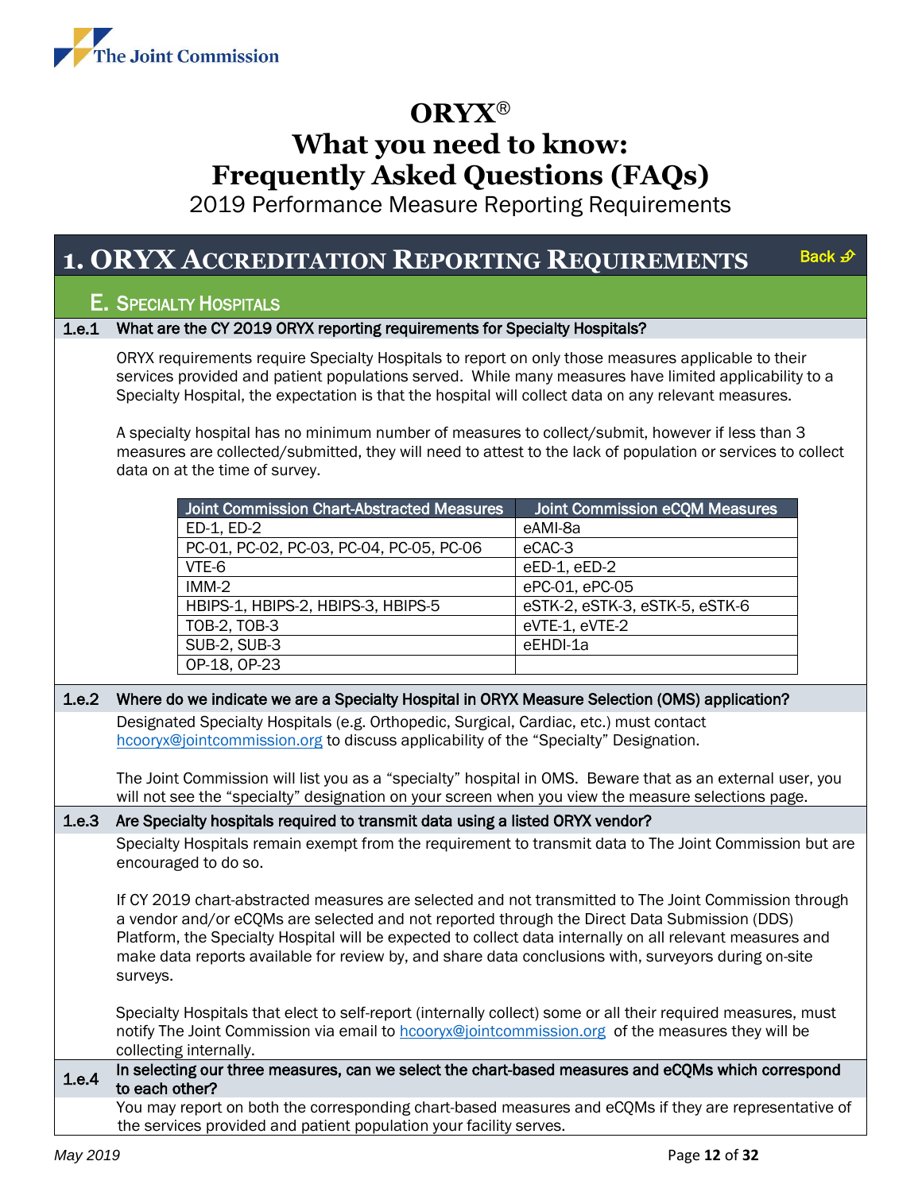# ORYX®
# What you need to know: Frequently Asked Questions (FAQs)

2019 Performance Measure Reporting Requirements

## 1. ORYX Accreditation Reporting Requirements

Back

### E. Specialty Hospitals

**1.e.1 What are the CY 2019 ORYX reporting requirements for Specialty Hospitals?**

ORYX requirements require Specialty Hospitals to report on only those measures applicable to their services provided and patient populations served. While many measures have limited applicability to a Specialty Hospital, the expectation is that the hospital will collect data on any relevant measures.

A specialty hospital has no minimum number of measures to collect/submit, however if less than 3 measures are collected/submitted, they will need to attest to the lack of population or services to collect data on at the time of survey.

| Joint Commission Chart-Abstracted Measures | Joint Commission eCQM Measures |
|---|---|
| ED-1, ED-2 | eAMI-8a |
| PC-01, PC-02, PC-03, PC-04, PC-05, PC-06 | eCAC-3 |
| VTE-6 | eED-1, eED-2 |
| IMM-2 | ePC-01, ePC-05 |
| HBIPS-1, HBIPS-2, HBIPS-3, HBIPS-5 | eSTK-2, eSTK-3, eSTK-5, eSTK-6 |
| TOB-2, TOB-3 | eVTE-1, eVTE-2 |
| SUB-2, SUB-3 | eEHDI-1a |
| OP-18, OP-23 | |

**1.e.2 Where do we indicate we are a Specialty Hospital in ORYX Measure Selection (OMS) application?**

Designated Specialty Hospitals (e.g. Orthopedic, Surgical, Cardiac, etc.) must contact hcooryx@jointcommission.org to discuss applicability of the "Specialty" Designation.

The Joint Commission will list you as a "specialty" hospital in OMS. Beware that as an external user, you will not see the "specialty" designation on your screen when you view the measure selections page.

**1.e.3 Are Specialty hospitals required to transmit data using a listed ORYX vendor?**

Specialty Hospitals remain exempt from the requirement to transmit data to The Joint Commission but are encouraged to do so.

If CY 2019 chart-abstracted measures are selected and not transmitted to The Joint Commission through a vendor and/or eCQMs are selected and not reported through the Direct Data Submission (DDS) Platform, the Specialty Hospital will be expected to collect data internally on all relevant measures and make data reports available for review by, and share data conclusions with, surveyors during on-site surveys.

Specialty Hospitals that elect to self-report (internally collect) some or all their required measures, must notify The Joint Commission via email to hcooryx@jointcommission.org of the measures they will be collecting internally.

**1.e.4 In selecting our three measures, can we select the chart-based measures and eCQMs which correspond to each other?**

You may report on both the corresponding chart-based measures and eCQMs if they are representative of the services provided and patient population your facility serves.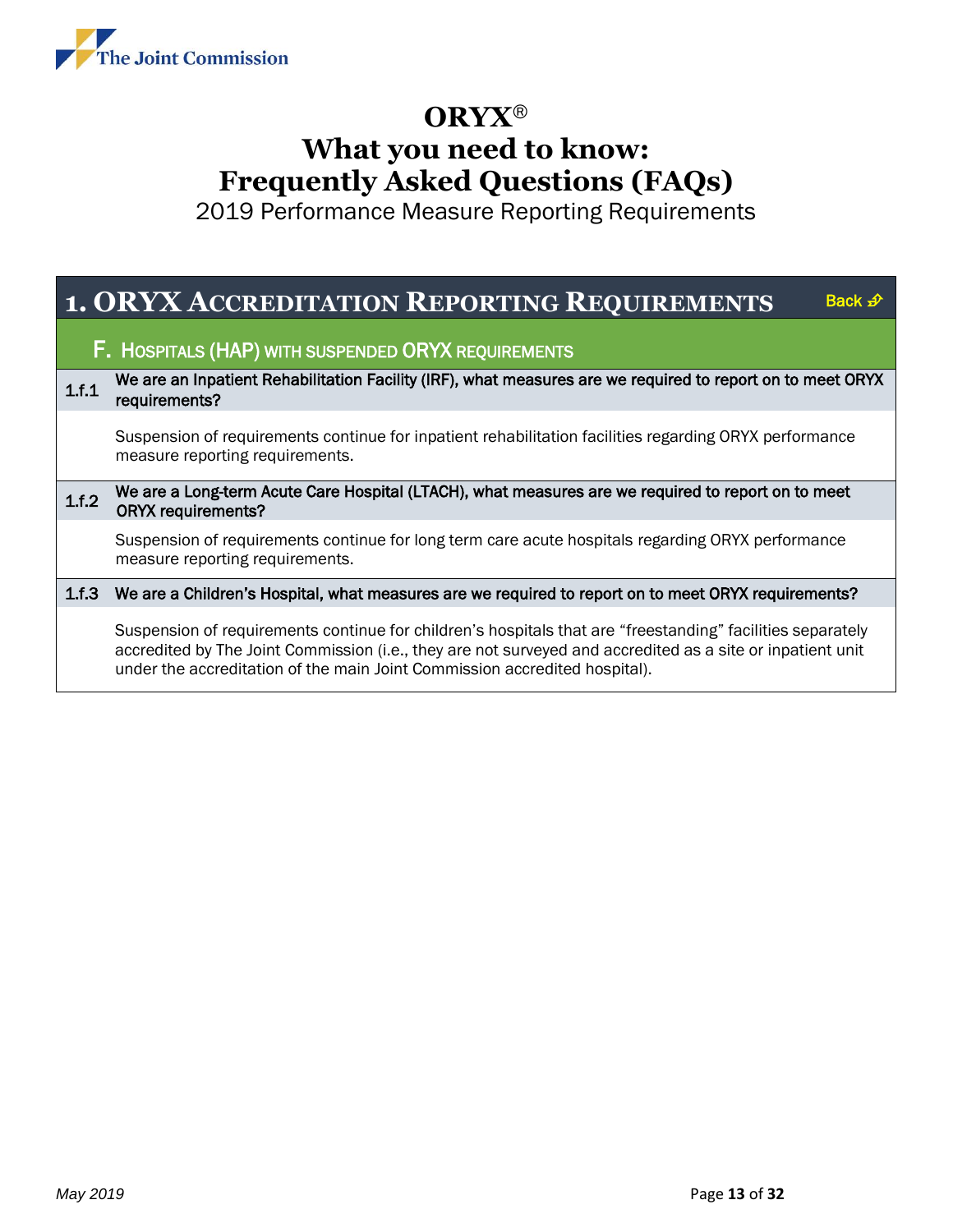# ORYX®
# What you need to know:
# Frequently Asked Questions (FAQs)

2019 Performance Measure Reporting Requirements

## 1. ORYX Accreditation Reporting Requirements

Back

### F. Hospitals (HAP) with suspended ORYX requirements

**1.f.1 We are an Inpatient Rehabilitation Facility (IRF), what measures are we required to report on to meet ORYX requirements?**

Suspension of requirements continue for inpatient rehabilitation facilities regarding ORYX performance measure reporting requirements.

**1.f.2 We are a Long-term Acute Care Hospital (LTACH), what measures are we required to report on to meet ORYX requirements?**

Suspension of requirements continue for long term care acute hospitals regarding ORYX performance measure reporting requirements.

**1.f.3 We are a Children's Hospital, what measures are we required to report on to meet ORYX requirements?**

Suspension of requirements continue for children's hospitals that are "freestanding" facilities separately accredited by The Joint Commission (i.e., they are not surveyed and accredited as a site or inpatient unit under the accreditation of the main Joint Commission accredited hospital).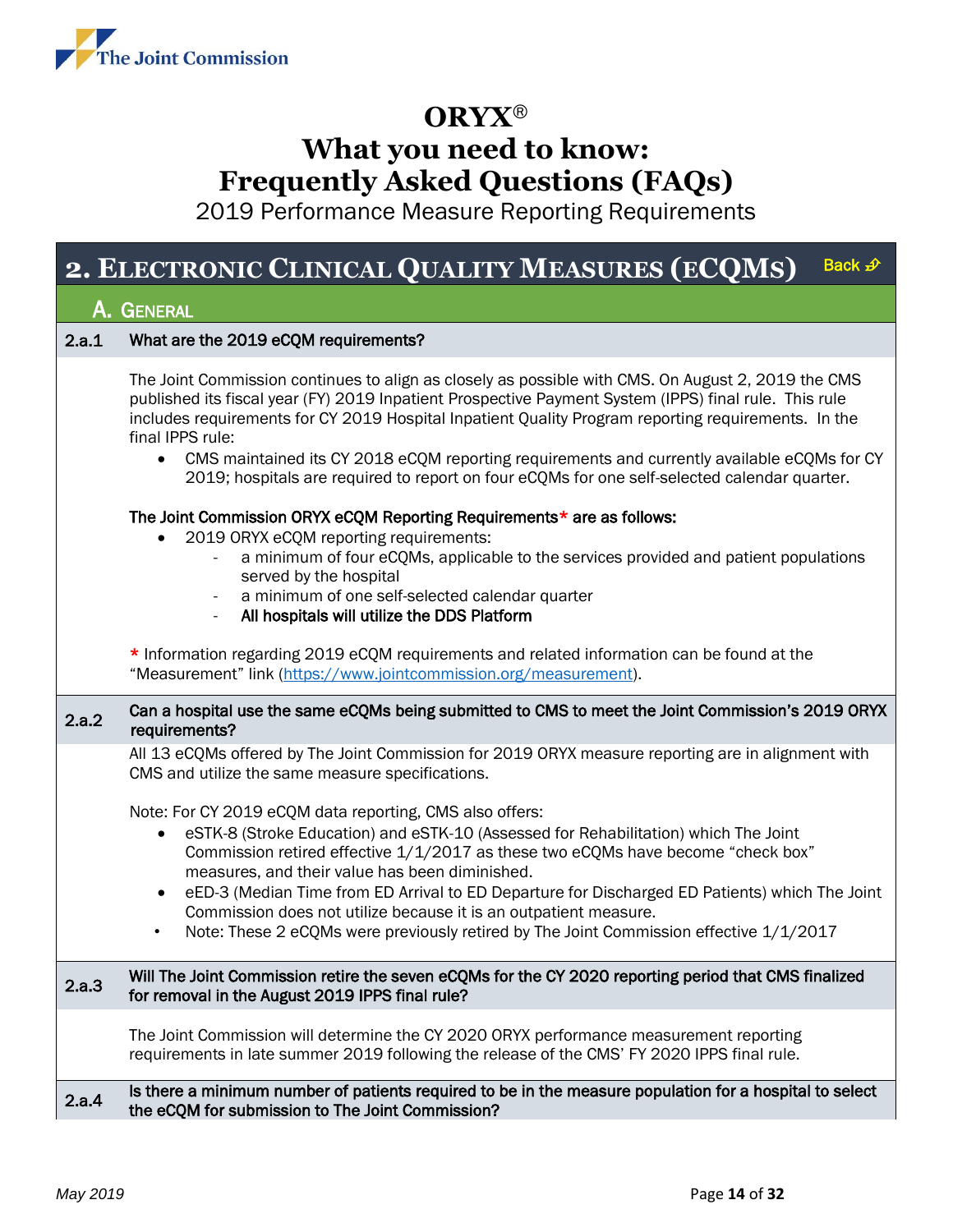# ORYX®
# What you need to know: Frequently Asked Questions (FAQs)
2019 Performance Measure Reporting Requirements

## 2. Electronic Clinical Quality Measures (eCQMs)

Back

### A. General

#### 2.a.1 What are the 2019 eCQM requirements?

The Joint Commission continues to align as closely as possible with CMS. On August 2, 2019 the CMS published its fiscal year (FY) 2019 Inpatient Prospective Payment System (IPPS) final rule. This rule includes requirements for CY 2019 Hospital Inpatient Quality Program reporting requirements. In the final IPPS rule:

- CMS maintained its CY 2018 eCQM reporting requirements and currently available eCQMs for CY 2019; hospitals are required to report on four eCQMs for one self-selected calendar quarter.

**The Joint Commission ORYX eCQM Reporting Requirements* are as follows:**

- 2019 ORYX eCQM reporting requirements:
  - a minimum of four eCQMs, applicable to the services provided and patient populations served by the hospital
  - a minimum of one self-selected calendar quarter
  - **All hospitals will utilize the DDS Platform**

\* Information regarding 2019 eCQM requirements and related information can be found at the "Measurement" link (https://www.jointcommission.org/measurement).

#### 2.a.2 Can a hospital use the same eCQMs being submitted to CMS to meet the Joint Commission's 2019 ORYX requirements?

All 13 eCQMs offered by The Joint Commission for 2019 ORYX measure reporting are in alignment with CMS and utilize the same measure specifications.

Note: For CY 2019 eCQM data reporting, CMS also offers:

- eSTK-8 (Stroke Education) and eSTK-10 (Assessed for Rehabilitation) which The Joint Commission retired effective 1/1/2017 as these two eCQMs have become "check box" measures, and their value has been diminished.
- eED-3 (Median Time from ED Arrival to ED Departure for Discharged ED Patients) which The Joint Commission does not utilize because it is an outpatient measure.
- Note: These 2 eCQMs were previously retired by The Joint Commission effective 1/1/2017

#### 2.a.3 Will The Joint Commission retire the seven eCQMs for the CY 2020 reporting period that CMS finalized for removal in the August 2019 IPPS final rule?

The Joint Commission will determine the CY 2020 ORYX performance measurement reporting requirements in late summer 2019 following the release of the CMS' FY 2020 IPPS final rule.

#### 2.a.4 Is there a minimum number of patients required to be in the measure population for a hospital to select the eCQM for submission to The Joint Commission?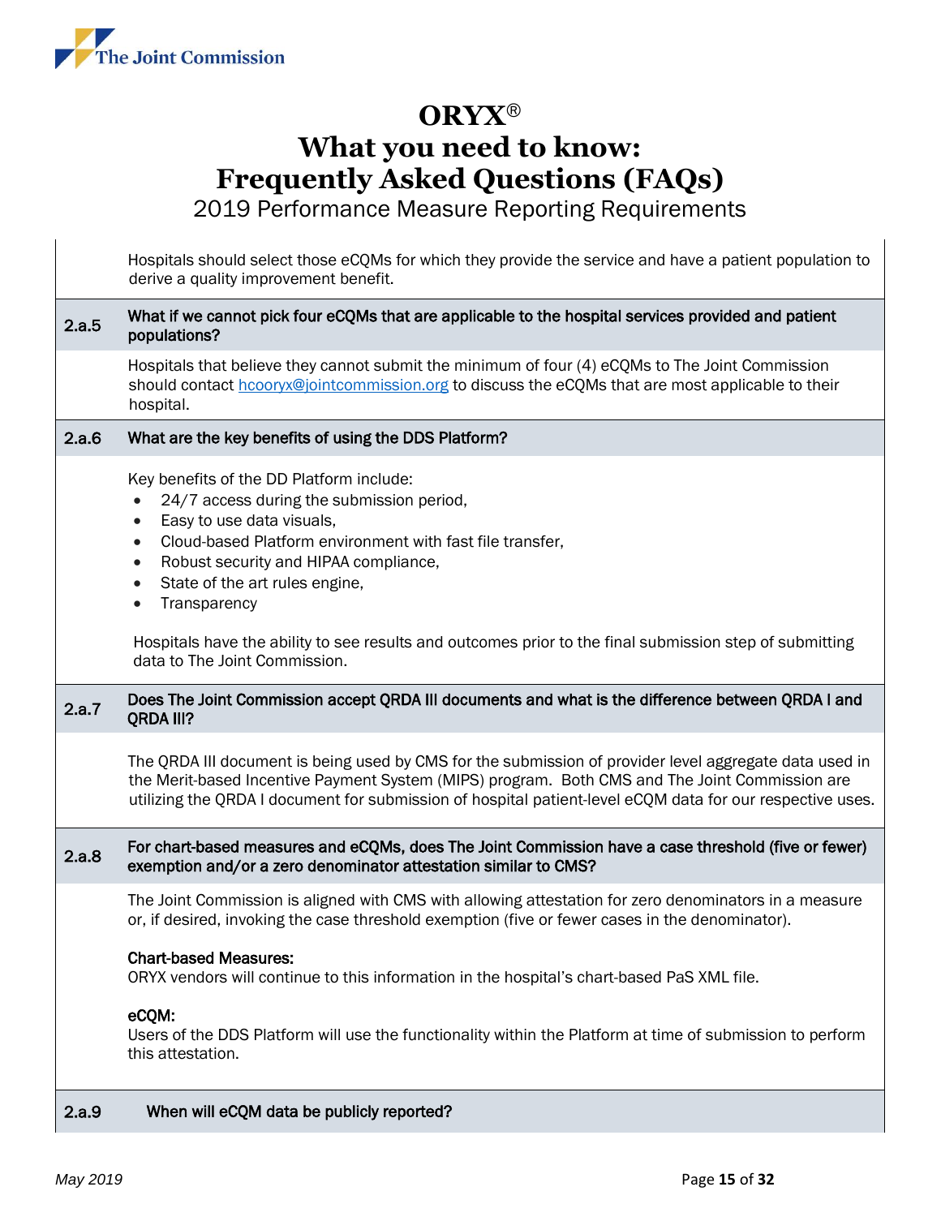Hospitals should select those eCQMs for which they provide the service and have a patient population to derive a quality improvement benefit.

### 2.a.5 What if we cannot pick four eCQMs that are applicable to the hospital services provided and patient populations?

Hospitals that believe they cannot submit the minimum of four (4) eCQMs to The Joint Commission should contact hcooryx@jointcommission.org to discuss the eCQMs that are most applicable to their hospital.

### 2.a.6 What are the key benefits of using the DDS Platform?

Key benefits of the DD Platform include:

- 24/7 access during the submission period,
- Easy to use data visuals,
- Cloud-based Platform environment with fast file transfer,
- Robust security and HIPAA compliance,
- State of the art rules engine,
- Transparency

Hospitals have the ability to see results and outcomes prior to the final submission step of submitting data to The Joint Commission.

### 2.a.7 Does The Joint Commission accept QRDA III documents and what is the difference between QRDA I and QRDA III?

The QRDA III document is being used by CMS for the submission of provider level aggregate data used in the Merit-based Incentive Payment System (MIPS) program. Both CMS and The Joint Commission are utilizing the QRDA I document for submission of hospital patient-level eCQM data for our respective uses.

### 2.a.8 For chart-based measures and eCQMs, does The Joint Commission have a case threshold (five or fewer) exemption and/or a zero denominator attestation similar to CMS?

The Joint Commission is aligned with CMS with allowing attestation for zero denominators in a measure or, if desired, invoking the case threshold exemption (five or fewer cases in the denominator).

**Chart-based Measures:**
ORYX vendors will continue to this information in the hospital's chart-based PaS XML file.

**eCQM:**
Users of the DDS Platform will use the functionality within the Platform at time of submission to perform this attestation.

### 2.a.9 When will eCQM data be publicly reported?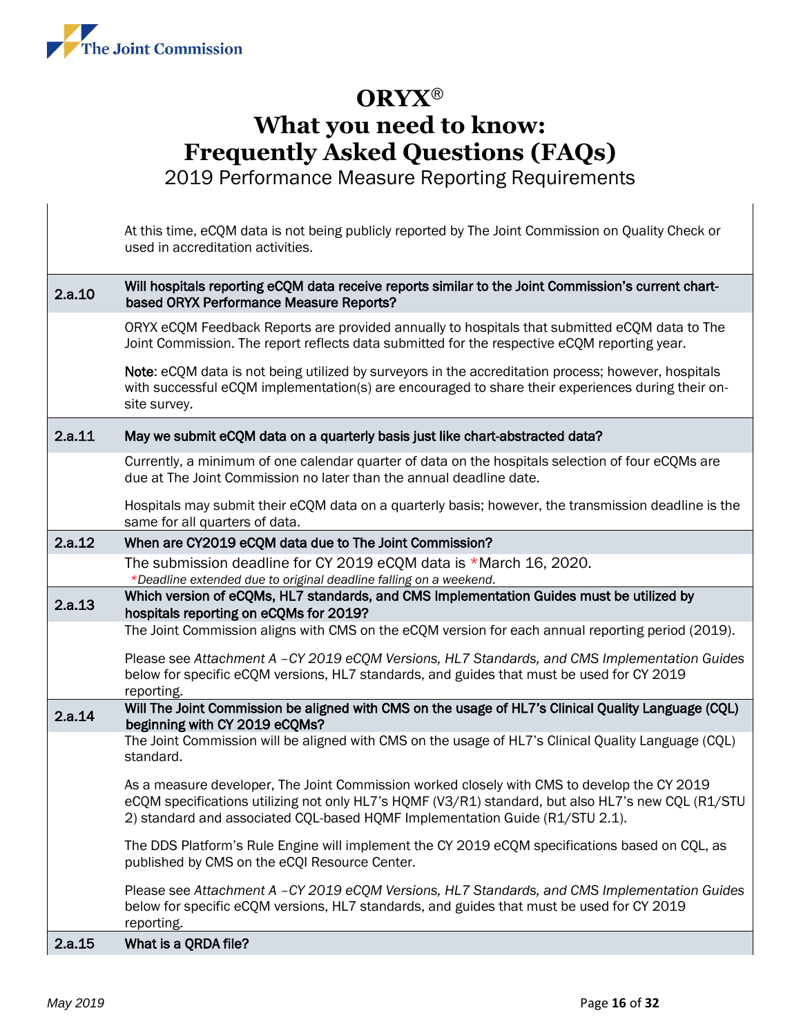| | |
|---|---|
| | At this time, eCQM data is not being publicly reported by The Joint Commission on Quality Check or used in accreditation activities. |
| **2.a.10** | **Will hospitals reporting eCQM data receive reports similar to the Joint Commission's current chart-based ORYX Performance Measure Reports?** |
| | ORYX eCQM Feedback Reports are provided annually to hospitals that submitted eCQM data to The Joint Commission. The report reflects data submitted for the respective eCQM reporting year.<br><br>**Note**: eCQM data is not being utilized by surveyors in the accreditation process; however, hospitals with successful eCQM implementation(s) are encouraged to share their experiences during their on-site survey. |
| **2.a.11** | **May we submit eCQM data on a quarterly basis just like chart-abstracted data?** |
| | Currently, a minimum of one calendar quarter of data on the hospitals selection of four eCQMs are due at The Joint Commission no later than the annual deadline date.<br><br>Hospitals may submit their eCQM data on a quarterly basis; however, the transmission deadline is the same for all quarters of data. |
| **2.a.12** | **When are CY2019 eCQM data due to The Joint Commission?** |
| | The submission deadline for CY 2019 eCQM data is *March 16, 2020.<br>*\*Deadline extended due to original deadline falling on a weekend.* |
| **2.a.13** | **Which version of eCQMs, HL7 standards, and CMS Implementation Guides must be utilized by hospitals reporting on eCQMs for 2019?** |
| | The Joint Commission aligns with CMS on the eCQM version for each annual reporting period (2019).<br><br>Please see *Attachment A –CY 2019 eCQM Versions, HL7 Standards, and CMS Implementation Guides* below for specific eCQM versions, HL7 standards, and guides that must be used for CY 2019 reporting. |
| **2.a.14** | **Will The Joint Commission be aligned with CMS on the usage of HL7's Clinical Quality Language (CQL) beginning with CY 2019 eCQMs?** |
| | The Joint Commission will be aligned with CMS on the usage of HL7's Clinical Quality Language (CQL) standard.<br><br>As a measure developer, The Joint Commission worked closely with CMS to develop the CY 2019 eCQM specifications utilizing not only HL7's HQMF (V3/R1) standard, but also HL7's new CQL (R1/STU 2) standard and associated CQL-based HQMF Implementation Guide (R1/STU 2.1).<br><br>The DDS Platform's Rule Engine will implement the CY 2019 eCQM specifications based on CQL, as published by CMS on the eCQI Resource Center.<br><br>Please see *Attachment A –CY 2019 eCQM Versions, HL7 Standards, and CMS Implementation Guides* below for specific eCQM versions, HL7 standards, and guides that must be used for CY 2019 reporting. |
| **2.a.15** | **What is a QRDA file?** |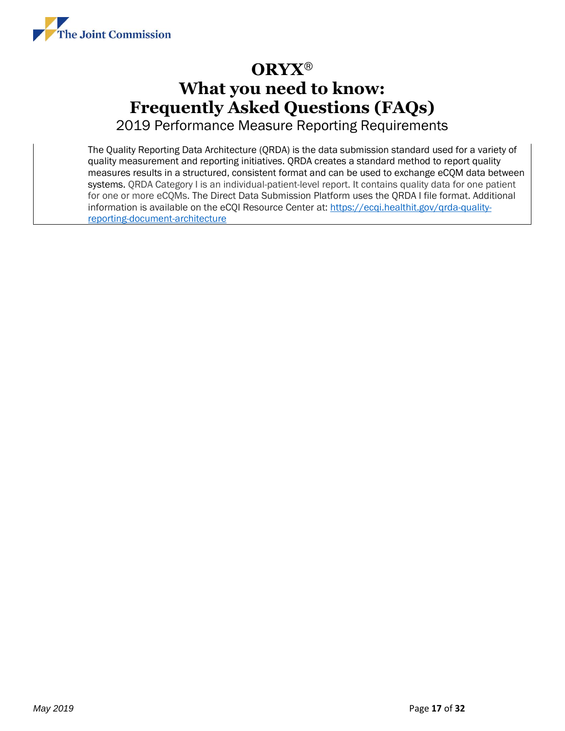The Quality Reporting Data Architecture (QRDA) is the data submission standard used for a variety of quality measurement and reporting initiatives. QRDA creates a standard method to report quality measures results in a structured, consistent format and can be used to exchange eCQM data between systems. QRDA Category I is an individual-patient-level report. It contains quality data for one patient for one or more eCQMs. The Direct Data Submission Platform uses the QRDA I file format. Additional information is available on the eCQI Resource Center at: [https://ecqi.healthit.gov/qrda-quality-reporting-document-architecture](https://ecqi.healthit.gov/qrda-quality-reporting-document-architecture)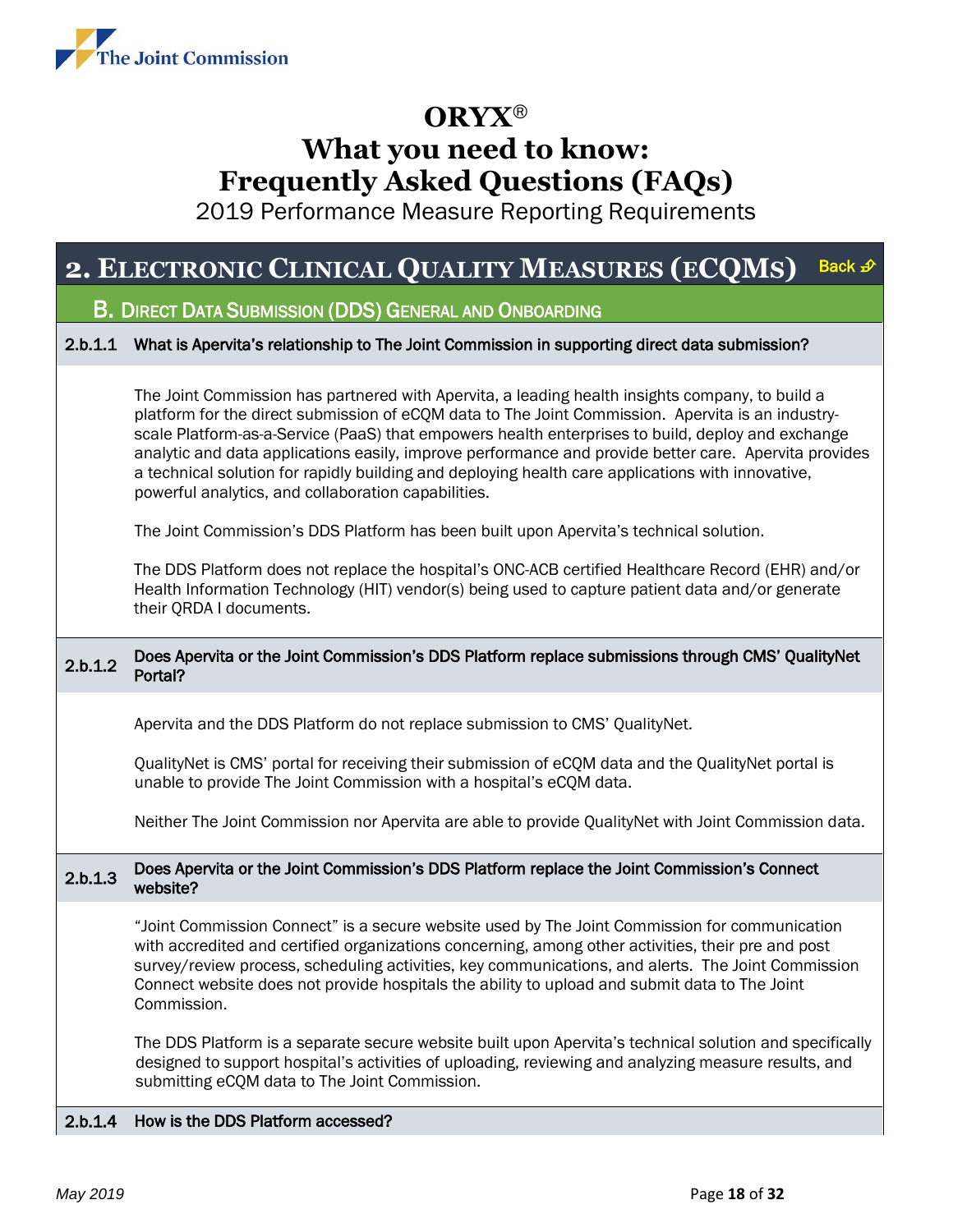# ORYX®
# What you need to know: Frequently Asked Questions (FAQs)

2019 Performance Measure Reporting Requirements

## 2. Electronic Clinical Quality Measures (eCQMs)

Back

### B. Direct Data Submission (DDS) General and Onboarding

**2.b.1.1 What is Apervita's relationship to The Joint Commission in supporting direct data submission?**

The Joint Commission has partnered with Apervita, a leading health insights company, to build a platform for the direct submission of eCQM data to The Joint Commission. Apervita is an industry-scale Platform-as-a-Service (PaaS) that empowers health enterprises to build, deploy and exchange analytic and data applications easily, improve performance and provide better care. Apervita provides a technical solution for rapidly building and deploying health care applications with innovative, powerful analytics, and collaboration capabilities.

The Joint Commission's DDS Platform has been built upon Apervita's technical solution.

The DDS Platform does not replace the hospital's ONC-ACB certified Healthcare Record (EHR) and/or Health Information Technology (HIT) vendor(s) being used to capture patient data and/or generate their QRDA I documents.

**2.b.1.2 Does Apervita or the Joint Commission's DDS Platform replace submissions through CMS' QualityNet Portal?**

Apervita and the DDS Platform do not replace submission to CMS' QualityNet.

QualityNet is CMS' portal for receiving their submission of eCQM data and the QualityNet portal is unable to provide The Joint Commission with a hospital's eCQM data.

Neither The Joint Commission nor Apervita are able to provide QualityNet with Joint Commission data.

**2.b.1.3 Does Apervita or the Joint Commission's DDS Platform replace the Joint Commission's Connect website?**

"Joint Commission Connect" is a secure website used by The Joint Commission for communication with accredited and certified organizations concerning, among other activities, their pre and post survey/review process, scheduling activities, key communications, and alerts. The Joint Commission Connect website does not provide hospitals the ability to upload and submit data to The Joint Commission.

The DDS Platform is a separate secure website built upon Apervita's technical solution and specifically designed to support hospital's activities of uploading, reviewing and analyzing measure results, and submitting eCQM data to The Joint Commission.

**2.b.1.4 How is the DDS Platform accessed?**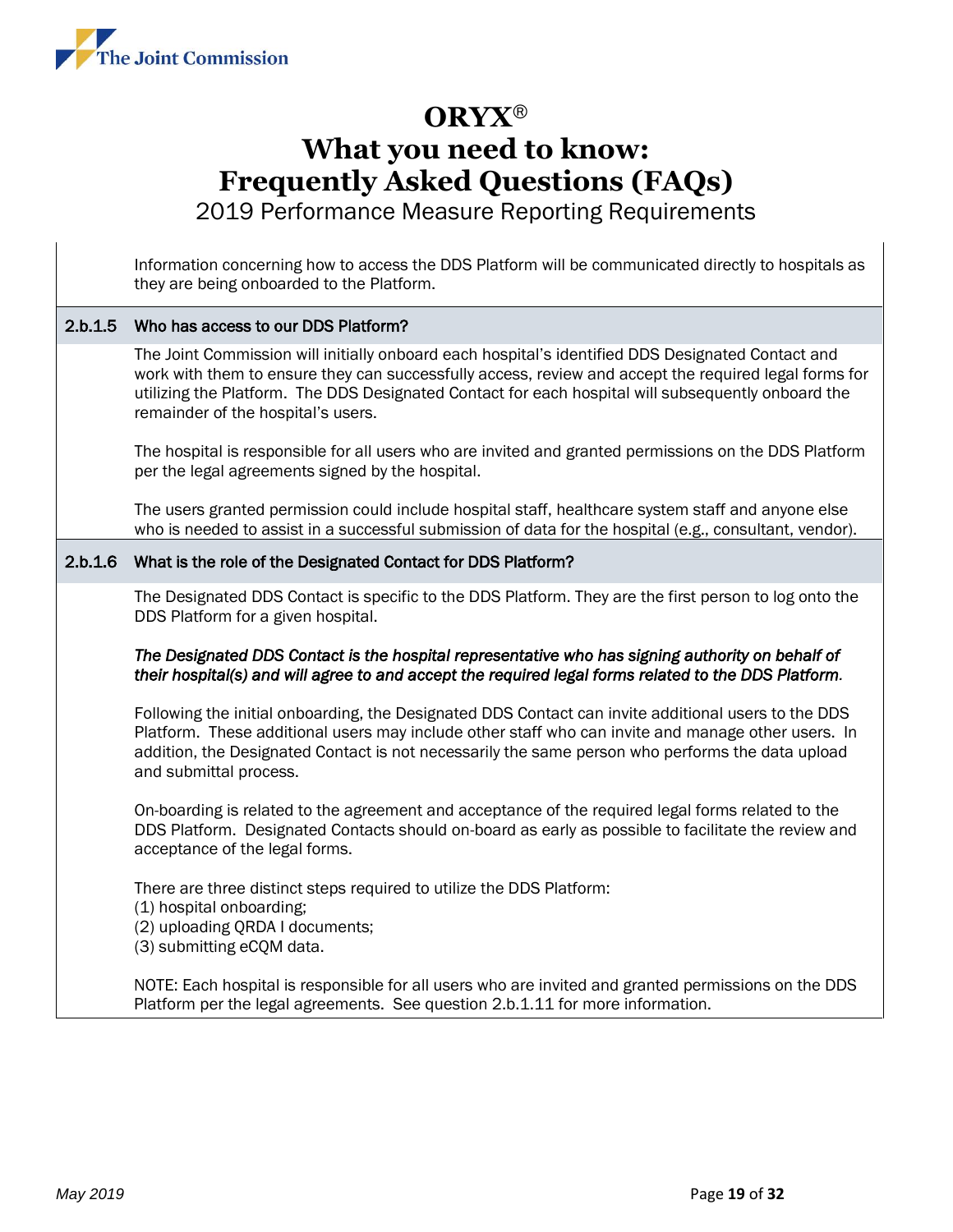Information concerning how to access the DDS Platform will be communicated directly to hospitals as they are being onboarded to the Platform.

### 2.b.1.5 Who has access to our DDS Platform?

The Joint Commission will initially onboard each hospital's identified DDS Designated Contact and work with them to ensure they can successfully access, review and accept the required legal forms for utilizing the Platform. The DDS Designated Contact for each hospital will subsequently onboard the remainder of the hospital's users.

The hospital is responsible for all users who are invited and granted permissions on the DDS Platform per the legal agreements signed by the hospital.

The users granted permission could include hospital staff, healthcare system staff and anyone else who is needed to assist in a successful submission of data for the hospital (e.g., consultant, vendor).

### 2.b.1.6 What is the role of the Designated Contact for DDS Platform?

The Designated DDS Contact is specific to the DDS Platform. They are the first person to log onto the DDS Platform for a given hospital.

***The Designated DDS Contact is the hospital representative who has signing authority on behalf of their hospital(s) and will agree to and accept the required legal forms related to the DDS Platform.***

Following the initial onboarding, the Designated DDS Contact can invite additional users to the DDS Platform. These additional users may include other staff who can invite and manage other users. In addition, the Designated Contact is not necessarily the same person who performs the data upload and submittal process.

On-boarding is related to the agreement and acceptance of the required legal forms related to the DDS Platform. Designated Contacts should on-board as early as possible to facilitate the review and acceptance of the legal forms.

There are three distinct steps required to utilize the DDS Platform:
(1) hospital onboarding;
(2) uploading QRDA I documents;
(3) submitting eCQM data.

NOTE: Each hospital is responsible for all users who are invited and granted permissions on the DDS Platform per the legal agreements. See question 2.b.1.11 for more information.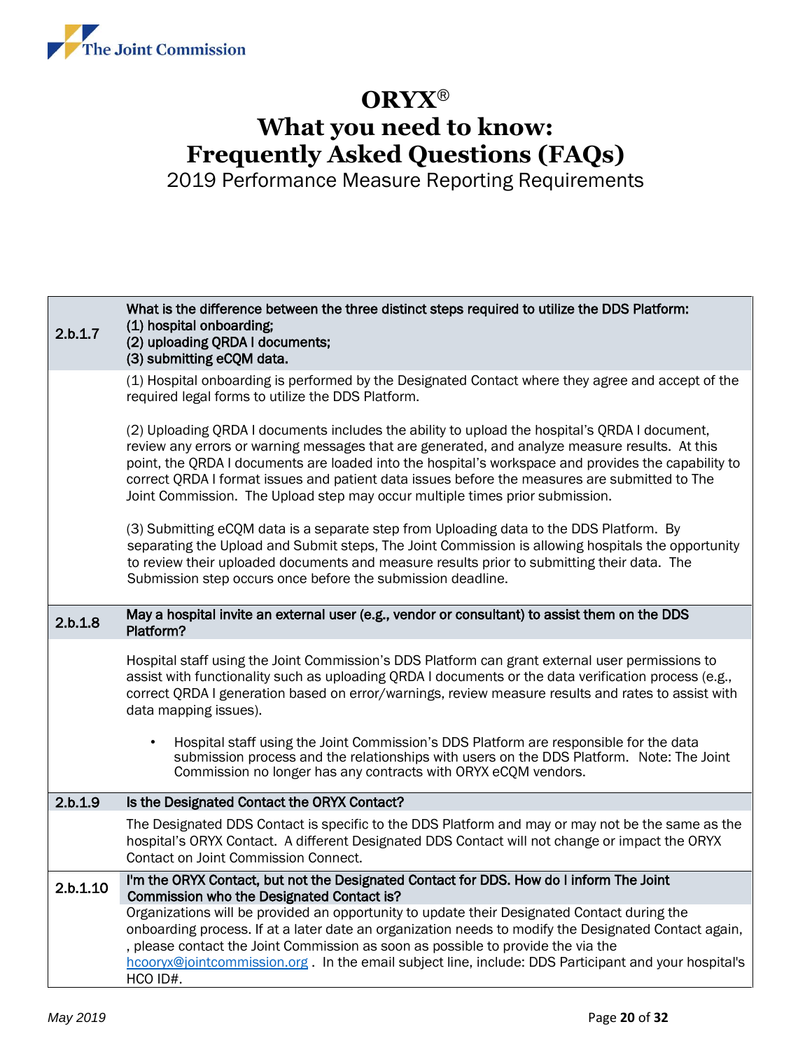# ORYX®
# What you need to know: Frequently Asked Questions (FAQs)

2019 Performance Measure Reporting Requirements

| | |
|---|---|
| **2.b.1.7** | **What is the difference between the three distinct steps required to utilize the DDS Platform: (1) hospital onboarding; (2) uploading QRDA I documents; (3) submitting eCQM data.** |
| | (1) Hospital onboarding is performed by the Designated Contact where they agree and accept of the required legal forms to utilize the DDS Platform.<br><br>(2) Uploading QRDA I documents includes the ability to upload the hospital's QRDA I document, review any errors or warning messages that are generated, and analyze measure results. At this point, the QRDA I documents are loaded into the hospital's workspace and provides the capability to correct QRDA I format issues and patient data issues before the measures are submitted to The Joint Commission. The Upload step may occur multiple times prior submission.<br><br>(3) Submitting eCQM data is a separate step from Uploading data to the DDS Platform. By separating the Upload and Submit steps, The Joint Commission is allowing hospitals the opportunity to review their uploaded documents and measure results prior to submitting their data. The Submission step occurs once before the submission deadline. |
| **2.b.1.8** | **May a hospital invite an external user (e.g., vendor or consultant) to assist them on the DDS Platform?** |
| | Hospital staff using the Joint Commission's DDS Platform can grant external user permissions to assist with functionality such as uploading QRDA I documents or the data verification process (e.g., correct QRDA I generation based on error/warnings, review measure results and rates to assist with data mapping issues).<br><br>• Hospital staff using the Joint Commission's DDS Platform are responsible for the data submission process and the relationships with users on the DDS Platform. Note: The Joint Commission no longer has any contracts with ORYX eCQM vendors. |
| **2.b.1.9** | **Is the Designated Contact the ORYX Contact?** |
| | The Designated DDS Contact is specific to the DDS Platform and may or may not be the same as the hospital's ORYX Contact. A different Designated DDS Contact will not change or impact the ORYX Contact on Joint Commission Connect. |
| **2.b.1.10** | **I'm the ORYX Contact, but not the Designated Contact for DDS. How do I inform The Joint Commission who the Designated Contact is?** |
| | Organizations will be provided an opportunity to update their Designated Contact during the onboarding process. If at a later date an organization needs to modify the Designated Contact again, , please contact the Joint Commission as soon as possible to provide the via the hcooryx@jointcommission.org . In the email subject line, include: DDS Participant and your hospital's HCO ID#. |

*May 2019*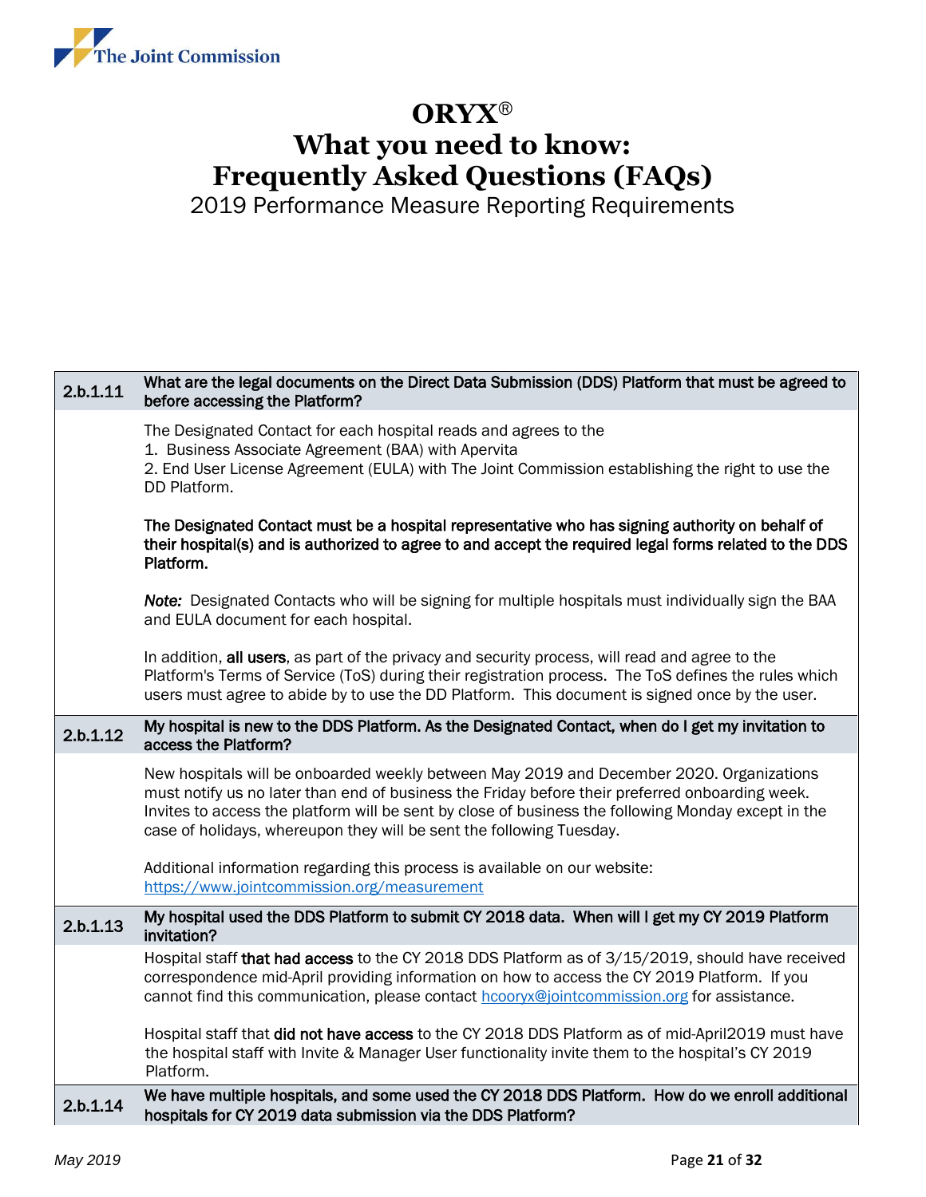# ORYX®
# What you need to know:
# Frequently Asked Questions (FAQs)
2019 Performance Measure Reporting Requirements

| | |
|---|---|
| **2.b.1.11** | **What are the legal documents on the Direct Data Submission (DDS) Platform that must be agreed to before accessing the Platform?** |
| | The Designated Contact for each hospital reads and agrees to the<br>1. Business Associate Agreement (BAA) with Apervita<br>2. End User License Agreement (EULA) with The Joint Commission establishing the right to use the DD Platform.<br><br>**The Designated Contact must be a hospital representative who has signing authority on behalf of their hospital(s) and is authorized to agree to and accept the required legal forms related to the DDS Platform.**<br><br>***Note:*** Designated Contacts who will be signing for multiple hospitals must individually sign the BAA and EULA document for each hospital.<br><br>In addition, **all users**, as part of the privacy and security process, will read and agree to the Platform's Terms of Service (ToS) during their registration process. The ToS defines the rules which users must agree to abide by to use the DD Platform. This document is signed once by the user. |
| **2.b.1.12** | **My hospital is new to the DDS Platform. As the Designated Contact, when do I get my invitation to access the Platform?** |
| | New hospitals will be onboarded weekly between May 2019 and December 2020. Organizations must notify us no later than end of business the Friday before their preferred onboarding week. Invites to access the platform will be sent by close of business the following Monday except in the case of holidays, whereupon they will be sent the following Tuesday.<br><br>Additional information regarding this process is available on our website: [https://www.jointcommission.org/measurement](https://www.jointcommission.org/measurement) |
| **2.b.1.13** | **My hospital used the DDS Platform to submit CY 2018 data. When will I get my CY 2019 Platform invitation?** |
| | Hospital staff **that had access** to the CY 2018 DDS Platform as of 3/15/2019, should have received correspondence mid-April providing information on how to access the CY 2019 Platform. If you cannot find this communication, please contact [hcooryx@jointcommission.org](mailto:hcooryx@jointcommission.org) for assistance.<br><br>Hospital staff that **did not have access** to the CY 2018 DDS Platform as of mid-April2019 must have the hospital staff with Invite & Manager User functionality invite them to the hospital's CY 2019 Platform. |
| **2.b.1.14** | **We have multiple hospitals, and some used the CY 2018 DDS Platform. How do we enroll additional hospitals for CY 2019 data submission via the DDS Platform?** |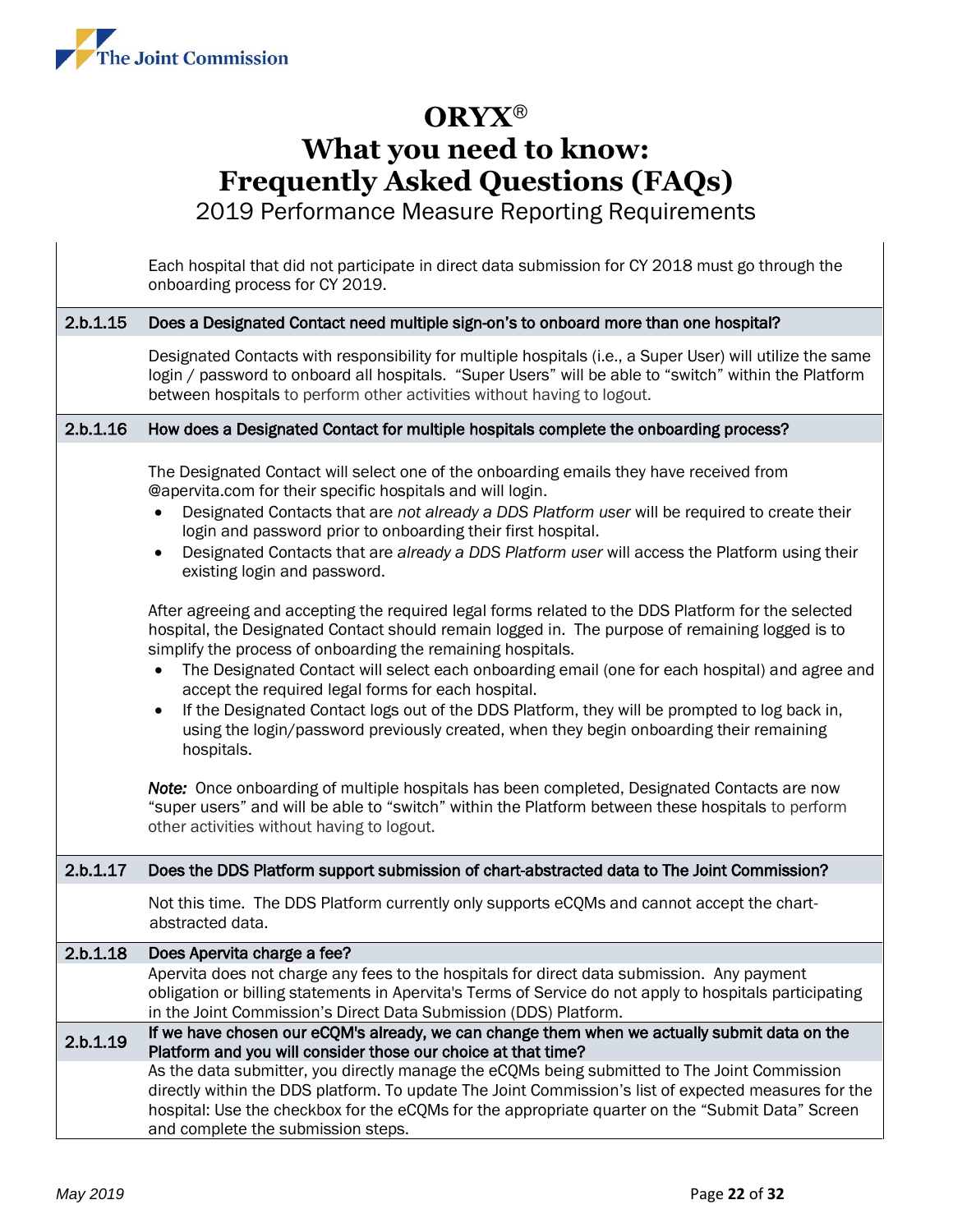Each hospital that did not participate in direct data submission for CY 2018 must go through the onboarding process for CY 2019.

### 2.b.1.15 Does a Designated Contact need multiple sign-on's to onboard more than one hospital?

Designated Contacts with responsibility for multiple hospitals (i.e., a Super User) will utilize the same login / password to onboard all hospitals. "Super Users" will be able to "switch" within the Platform between hospitals to perform other activities without having to logout.

### 2.b.1.16 How does a Designated Contact for multiple hospitals complete the onboarding process?

The Designated Contact will select one of the onboarding emails they have received from @apervita.com for their specific hospitals and will login.

- Designated Contacts that are *not already a DDS Platform user* will be required to create their login and password prior to onboarding their first hospital.
- Designated Contacts that are *already a DDS Platform user* will access the Platform using their existing login and password.

After agreeing and accepting the required legal forms related to the DDS Platform for the selected hospital, the Designated Contact should remain logged in. The purpose of remaining logged is to simplify the process of onboarding the remaining hospitals.

- The Designated Contact will select each onboarding email (one for each hospital) and agree and accept the required legal forms for each hospital.
- If the Designated Contact logs out of the DDS Platform, they will be prompted to log back in, using the login/password previously created, when they begin onboarding their remaining hospitals.

***Note:*** Once onboarding of multiple hospitals has been completed, Designated Contacts are now "super users" and will be able to "switch" within the Platform between these hospitals to perform other activities without having to logout.

### 2.b.1.17 Does the DDS Platform support submission of chart-abstracted data to The Joint Commission?

Not this time. The DDS Platform currently only supports eCQMs and cannot accept the chart-abstracted data.

### 2.b.1.18 Does Apervita charge a fee?

Apervita does not charge any fees to the hospitals for direct data submission. Any payment obligation or billing statements in Apervita's Terms of Service do not apply to hospitals participating in the Joint Commission's Direct Data Submission (DDS) Platform.

### 2.b.1.19 If we have chosen our eCQM's already, we can change them when we actually submit data on the Platform and you will consider those our choice at that time?

As the data submitter, you directly manage the eCQMs being submitted to The Joint Commission directly within the DDS platform. To update The Joint Commission's list of expected measures for the hospital: Use the checkbox for the eCQMs for the appropriate quarter on the "Submit Data" Screen and complete the submission steps.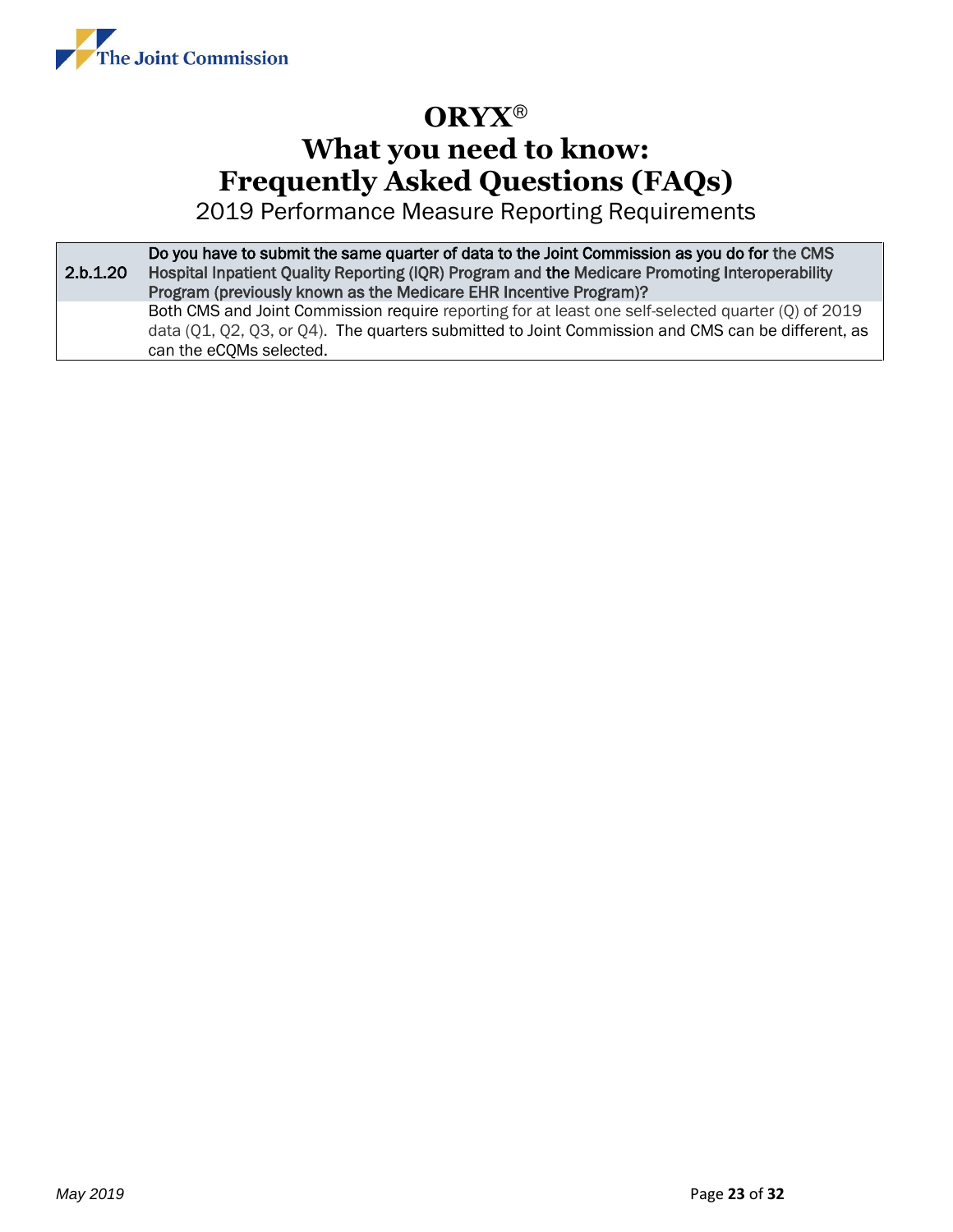# ORYX®

# What you need to know: Frequently Asked Questions (FAQs)

## 2019 Performance Measure Reporting Requirements

| 2.b.1.20 | **Do you have to submit the same quarter of data to the Joint Commission as you do for the CMS Hospital Inpatient Quality Reporting (IQR) Program and the Medicare Promoting Interoperability Program (previously known as the Medicare EHR Incentive Program)?** |
|---|---|
| | Both CMS and Joint Commission require reporting for at least one self-selected quarter (Q) of 2019 data (Q1, Q2, Q3, or Q4). The quarters submitted to Joint Commission and CMS can be different, as can the eCQMs selected. |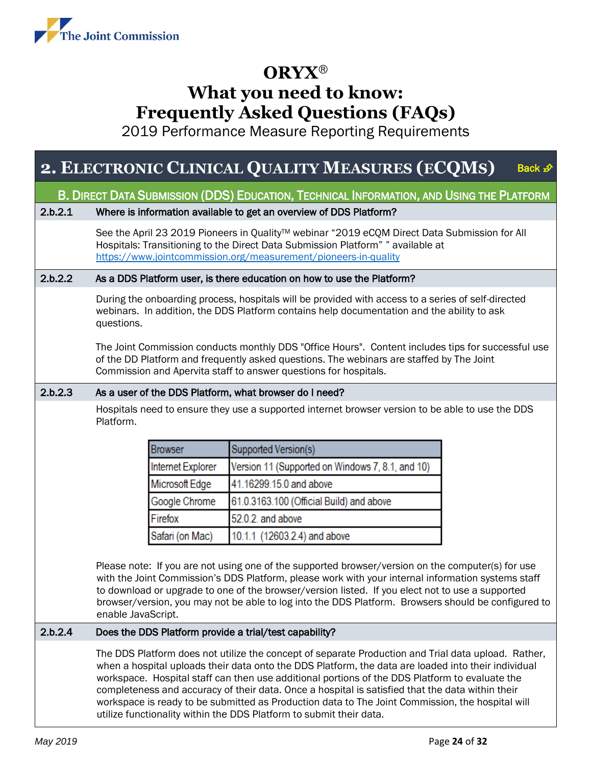# ORYX®
# What you need to know: Frequently Asked Questions (FAQs)

2019 Performance Measure Reporting Requirements

## 2. Electronic Clinical Quality Measures (eCQMs)

Back

### B. Direct Data Submission (DDS) Education, Technical Information, and Using the Platform

**2.b.2.1 Where is information available to get an overview of DDS Platform?**

See the April 23 2019 Pioneers in Quality™ webinar "2019 eCQM Direct Data Submission for All Hospitals: Transitioning to the Direct Data Submission Platform" " available at https://www.jointcommission.org/measurement/pioneers-in-quality

**2.b.2.2 As a DDS Platform user, is there education on how to use the Platform?**

During the onboarding process, hospitals will be provided with access to a series of self-directed webinars. In addition, the DDS Platform contains help documentation and the ability to ask questions.

The Joint Commission conducts monthly DDS "Office Hours". Content includes tips for successful use of the DD Platform and frequently asked questions. The webinars are staffed by The Joint Commission and Apervita staff to answer questions for hospitals.

**2.b.2.3 As a user of the DDS Platform, what browser do I need?**

Hospitals need to ensure they use a supported internet browser version to be able to use the DDS Platform.

| Browser | Supported Version(s) |
|---|---|
| Internet Explorer | Version 11 (Supported on Windows 7, 8.1, and 10) |
| Microsoft Edge | 41.16299.15.0 and above |
| Google Chrome | 61.0.3163.100 (Official Build) and above |
| Firefox | 52.0.2. and above |
| Safari (on Mac) | 10.1.1 (12603.2.4) and above |

Please note: If you are not using one of the supported browser/version on the computer(s) for use with the Joint Commission's DDS Platform, please work with your internal information systems staff to download or upgrade to one of the browser/version listed. If you elect not to use a supported browser/version, you may not be able to log into the DDS Platform. Browsers should be configured to enable JavaScript.

**2.b.2.4 Does the DDS Platform provide a trial/test capability?**

The DDS Platform does not utilize the concept of separate Production and Trial data upload. Rather, when a hospital uploads their data onto the DDS Platform, the data are loaded into their individual workspace. Hospital staff can then use additional portions of the DDS Platform to evaluate the completeness and accuracy of their data. Once a hospital is satisfied that the data within their workspace is ready to be submitted as Production data to The Joint Commission, the hospital will utilize functionality within the DDS Platform to submit their data.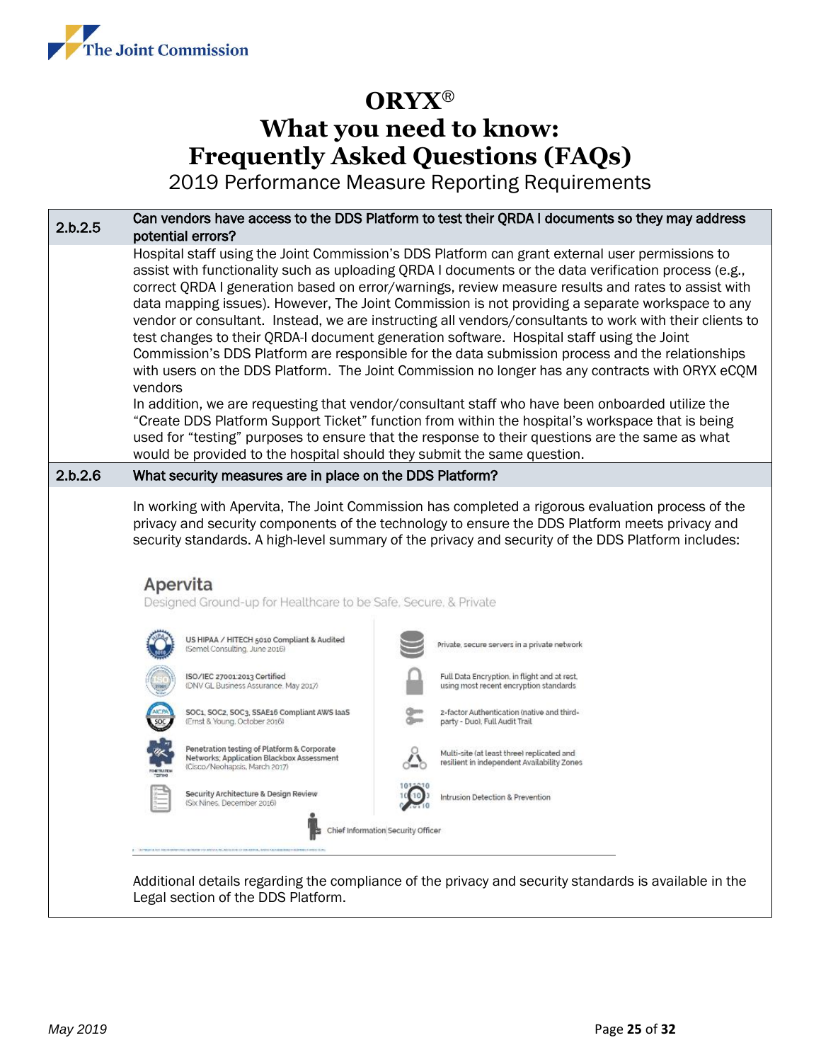# ORYX®
# What you need to know:
# Frequently Asked Questions (FAQs)

2019 Performance Measure Reporting Requirements

| | |
|---|---|
| **2.b.2.5** | **Can vendors have access to the DDS Platform to test their QRDA I documents so they may address potential errors?** |
| | Hospital staff using the Joint Commission's DDS Platform can grant external user permissions to assist with functionality such as uploading QRDA I documents or the data verification process (e.g., correct QRDA I generation based on error/warnings, review measure results and rates to assist with data mapping issues). However, The Joint Commission is not providing a separate workspace to any vendor or consultant. Instead, we are instructing all vendors/consultants to work with their clients to test changes to their QRDA-I document generation software. Hospital staff using the Joint Commission's DDS Platform are responsible for the data submission process and the relationships with users on the DDS Platform. The Joint Commission no longer has any contracts with ORYX eCQM vendors<br>In addition, we are requesting that vendor/consultant staff who have been onboarded utilize the "Create DDS Platform Support Ticket" function from within the hospital's workspace that is being used for "testing" purposes to ensure that the response to their questions are the same as what would be provided to the hospital should they submit the same question. |
| **2.b.2.6** | **What security measures are in place on the DDS Platform?** |
| | In working with Apervita, The Joint Commission has completed a rigorous evaluation process of the privacy and security components of the technology to ensure the DDS Platform meets privacy and security standards. A high-level summary of the privacy and security of the DDS Platform includes:<br><br>**Apervita**<br>Designed Ground-up for Healthcare to be Safe, Secure, & Private<br><br>- US HIPAA / HITECH 5010 Compliant & Audited (Semel Consulting, June 2016)<br>- ISO/IEC 27001:2013 Certified (DNV GL Business Assurance, May 2017)<br>- SOC1, SOC2, SOC3, SSAE16 Compliant AWS IaaS (Ernst & Young, October 2016)<br>- Penetration testing of Platform & Corporate Networks; Application Blackbox Assessment (Cisco/Neohapsis, March 2017)<br>- Security Architecture & Design Review (Six Nines, December 2016)<br>- Private, secure servers in a private network<br>- Full Data Encryption, in flight and at rest, using most recent encryption standards<br>- 2-factor Authentication (native and third-party - Duo), Full Audit Trail<br>- Multi-site (at least three) replicated and resilient in independent Availability Zones<br>- Intrusion Detection & Prevention<br>- Chief Information Security Officer<br><br>Additional details regarding the compliance of the privacy and security standards is available in the Legal section of the DDS Platform. |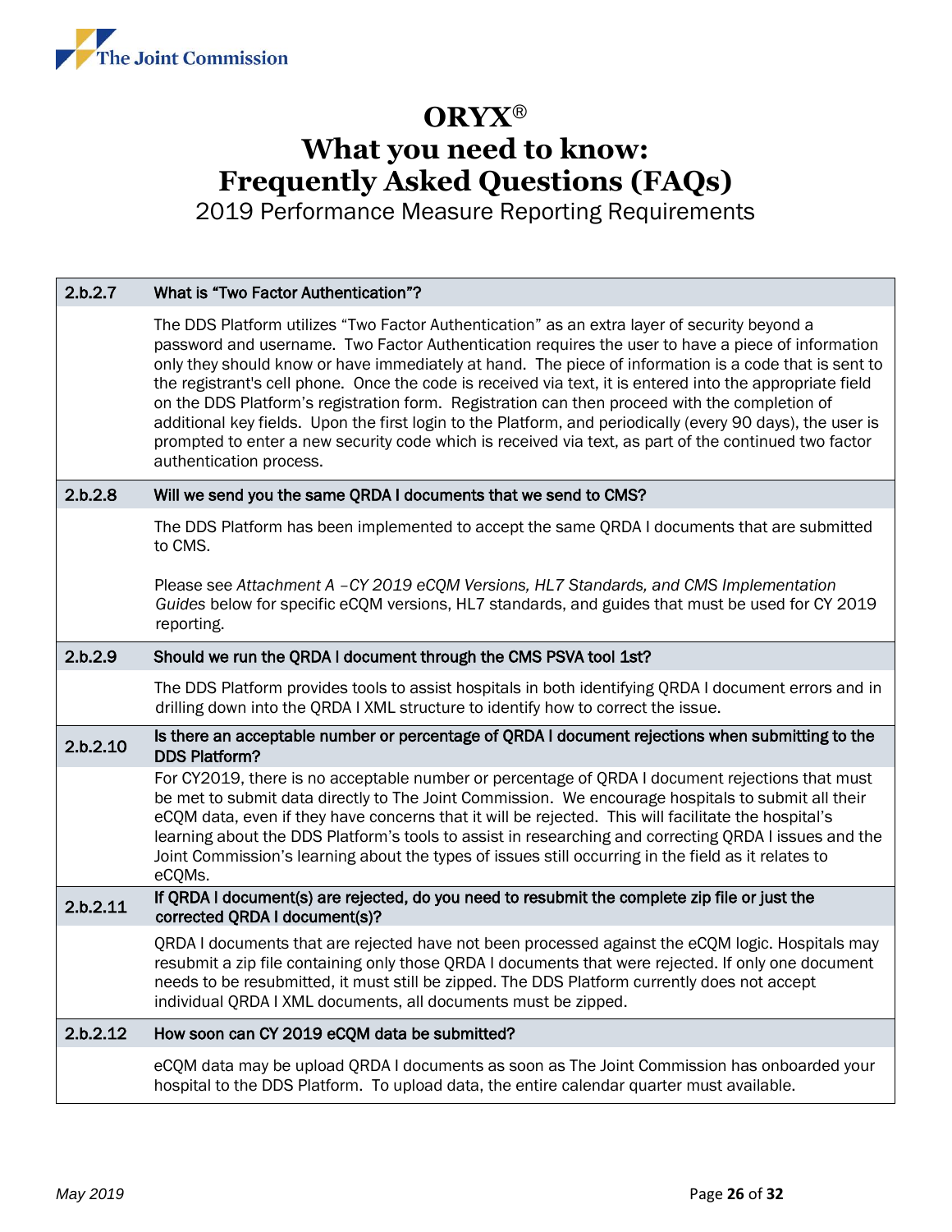# ORYX®

# What you need to know: Frequently Asked Questions (FAQs)

## 2019 Performance Measure Reporting Requirements

| | |
|---|---|
| **2.b.2.7** | **What is "Two Factor Authentication"?** |
| | The DDS Platform utilizes "Two Factor Authentication" as an extra layer of security beyond a password and username. Two Factor Authentication requires the user to have a piece of information only they should know or have immediately at hand. The piece of information is a code that is sent to the registrant's cell phone. Once the code is received via text, it is entered into the appropriate field on the DDS Platform's registration form. Registration can then proceed with the completion of additional key fields. Upon the first login to the Platform, and periodically (every 90 days), the user is prompted to enter a new security code which is received via text, as part of the continued two factor authentication process. |
| **2.b.2.8** | **Will we send you the same QRDA I documents that we send to CMS?** |
| | The DDS Platform has been implemented to accept the same QRDA I documents that are submitted to CMS.<br><br>Please see *Attachment A –CY 2019 eCQM Versions, HL7 Standards, and CMS Implementation Guides* below for specific eCQM versions, HL7 standards, and guides that must be used for CY 2019 reporting. |
| **2.b.2.9** | **Should we run the QRDA I document through the CMS PSVA tool 1st?** |
| | The DDS Platform provides tools to assist hospitals in both identifying QRDA I document errors and in drilling down into the QRDA I XML structure to identify how to correct the issue. |
| **2.b.2.10** | **Is there an acceptable number or percentage of QRDA I document rejections when submitting to the DDS Platform?** |
| | For CY2019, there is no acceptable number or percentage of QRDA I document rejections that must be met to submit data directly to The Joint Commission. We encourage hospitals to submit all their eCQM data, even if they have concerns that it will be rejected. This will facilitate the hospital's learning about the DDS Platform's tools to assist in researching and correcting QRDA I issues and the Joint Commission's learning about the types of issues still occurring in the field as it relates to eCQMs. |
| **2.b.2.11** | **If QRDA I document(s) are rejected, do you need to resubmit the complete zip file or just the corrected QRDA I document(s)?** |
| | QRDA I documents that are rejected have not been processed against the eCQM logic. Hospitals may resubmit a zip file containing only those QRDA I documents that were rejected. If only one document needs to be resubmitted, it must still be zipped. The DDS Platform currently does not accept individual QRDA I XML documents, all documents must be zipped. |
| **2.b.2.12** | **How soon can CY 2019 eCQM data be submitted?** |
| | eCQM data may be upload QRDA I documents as soon as The Joint Commission has onboarded your hospital to the DDS Platform. To upload data, the entire calendar quarter must available. |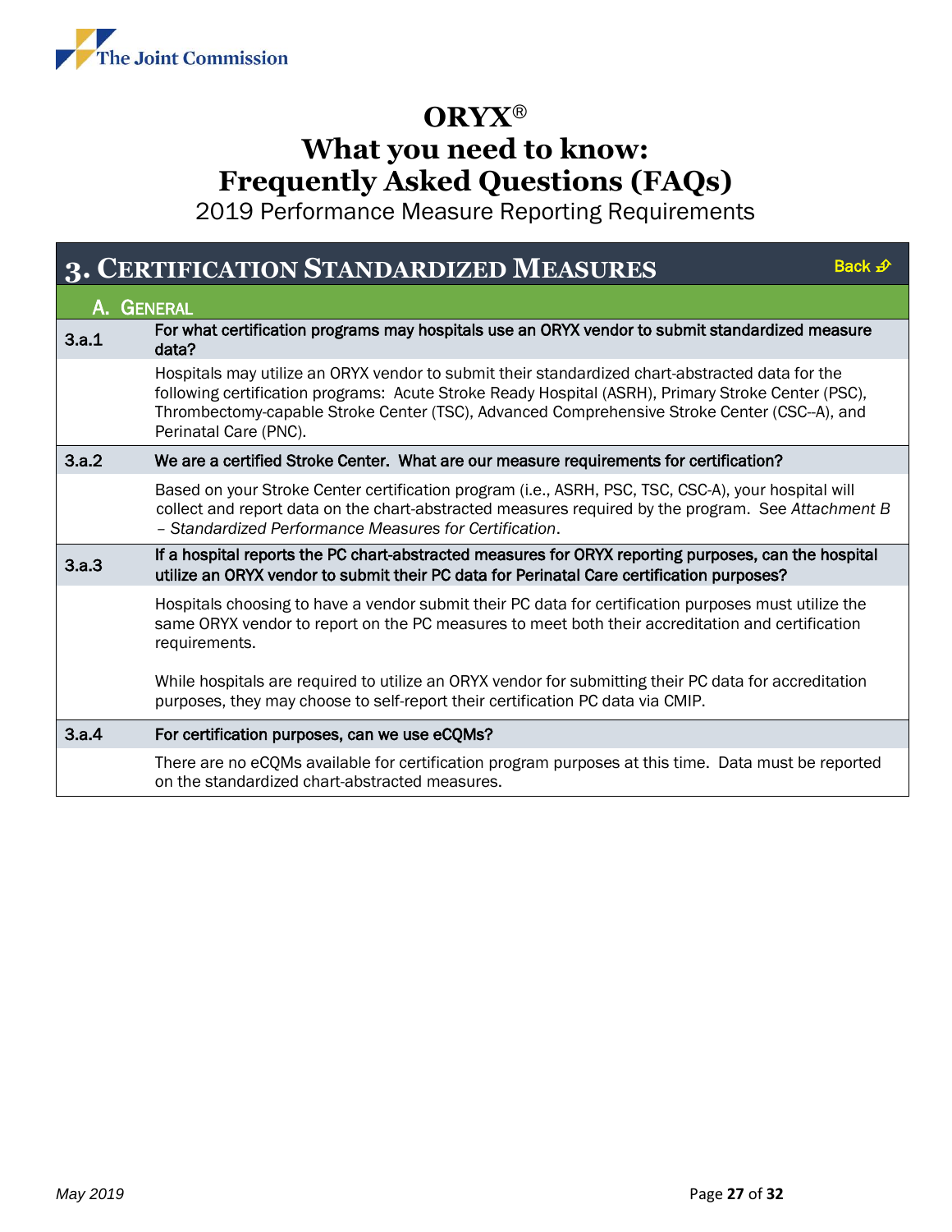# ORYX®
# What you need to know:
# Frequently Asked Questions (FAQs)

2019 Performance Measure Reporting Requirements

## 3. Certification Standardized Measures

Back

### A. General

**3.a.1 For what certification programs may hospitals use an ORYX vendor to submit standardized measure data?**

Hospitals may utilize an ORYX vendor to submit their standardized chart-abstracted data for the following certification programs: Acute Stroke Ready Hospital (ASRH), Primary Stroke Center (PSC), Thrombectomy-capable Stroke Center (TSC), Advanced Comprehensive Stroke Center (CSC--A), and Perinatal Care (PNC).

**3.a.2 We are a certified Stroke Center. What are our measure requirements for certification?**

Based on your Stroke Center certification program (i.e., ASRH, PSC, TSC, CSC-A), your hospital will collect and report data on the chart-abstracted measures required by the program. See *Attachment B – Standardized Performance Measures for Certification*.

**3.a.3 If a hospital reports the PC chart-abstracted measures for ORYX reporting purposes, can the hospital utilize an ORYX vendor to submit their PC data for Perinatal Care certification purposes?**

Hospitals choosing to have a vendor submit their PC data for certification purposes must utilize the same ORYX vendor to report on the PC measures to meet both their accreditation and certification requirements.

While hospitals are required to utilize an ORYX vendor for submitting their PC data for accreditation purposes, they may choose to self-report their certification PC data via CMIP.

**3.a.4 For certification purposes, can we use eCQMs?**

There are no eCQMs available for certification program purposes at this time. Data must be reported on the standardized chart-abstracted measures.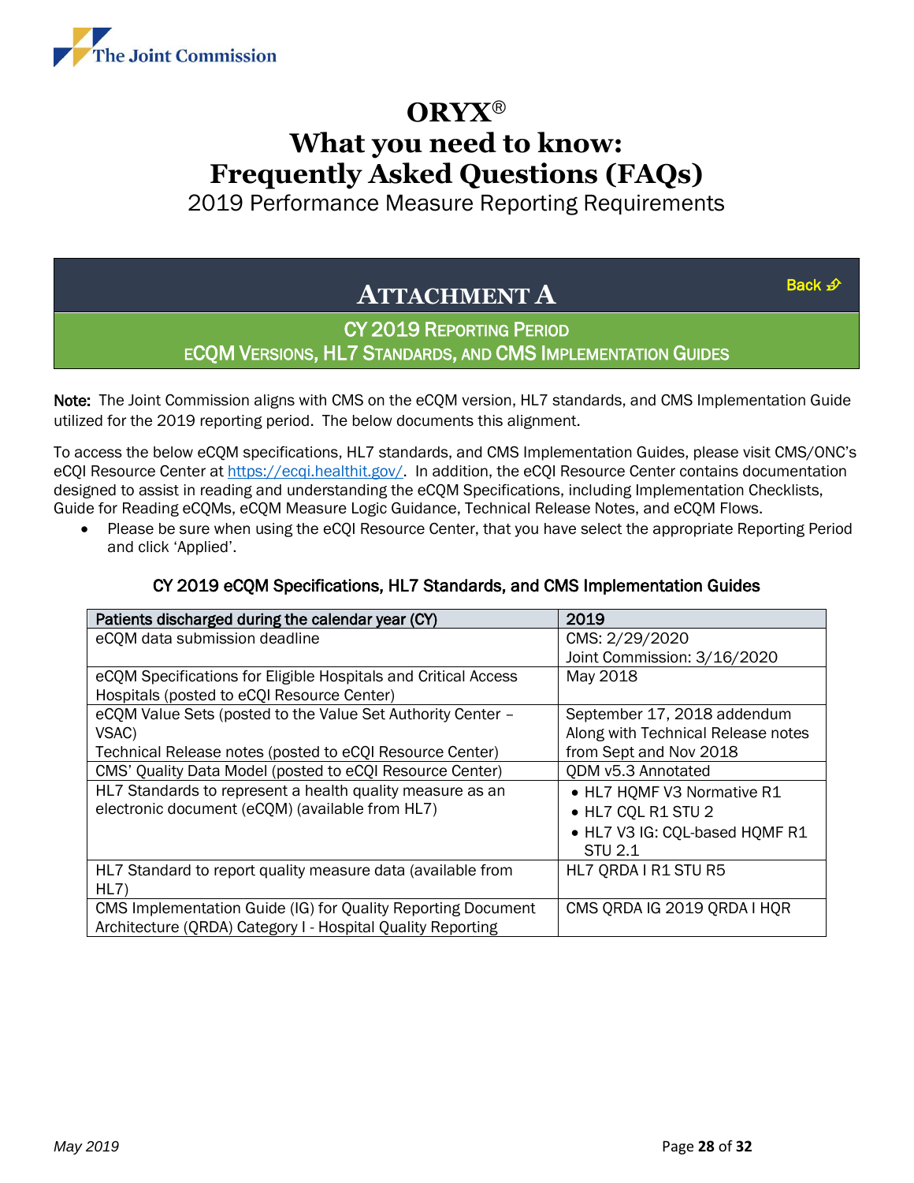# ORYX®
# What you need to know: Frequently Asked Questions (FAQs)

2019 Performance Measure Reporting Requirements

## ATTACHMENT A

Back

### CY 2019 REPORTING PERIOD
### ECQM VERSIONS, HL7 STANDARDS, AND CMS IMPLEMENTATION GUIDES

**Note:** The Joint Commission aligns with CMS on the eCQM version, HL7 standards, and CMS Implementation Guide utilized for the 2019 reporting period. The below documents this alignment.

To access the below eCQM specifications, HL7 standards, and CMS Implementation Guides, please visit CMS/ONC's eCQI Resource Center at https://ecqi.healthit.gov/. In addition, the eCQI Resource Center contains documentation designed to assist in reading and understanding the eCQM Specifications, including Implementation Checklists, Guide for Reading eCQMs, eCQM Measure Logic Guidance, Technical Release Notes, and eCQM Flows.

- Please be sure when using the eCQI Resource Center, that you have select the appropriate Reporting Period and click 'Applied'.

**CY 2019 eCQM Specifications, HL7 Standards, and CMS Implementation Guides**

| Patients discharged during the calendar year (CY) | 2019 |
|---|---|
| eCQM data submission deadline | CMS: 2/29/2020<br>Joint Commission: 3/16/2020 |
| eCQM Specifications for Eligible Hospitals and Critical Access Hospitals (posted to eCQI Resource Center) | May 2018 |
| eCQM Value Sets (posted to the Value Set Authority Center – VSAC)<br>Technical Release notes (posted to eCQI Resource Center) | September 17, 2018 addendum Along with Technical Release notes from Sept and Nov 2018 |
| CMS' Quality Data Model (posted to eCQI Resource Center) | QDM v5.3 Annotated |
| HL7 Standards to represent a health quality measure as an electronic document (eCQM) (available from HL7) | • HL7 HQMF V3 Normative R1<br>• HL7 CQL R1 STU 2<br>• HL7 V3 IG: CQL-based HQMF R1 STU 2.1 |
| HL7 Standard to report quality measure data (available from HL7) | HL7 QRDA I R1 STU R5 |
| CMS Implementation Guide (IG) for Quality Reporting Document Architecture (QRDA) Category I - Hospital Quality Reporting | CMS QRDA IG 2019 QRDA I HQR |

*May 2019*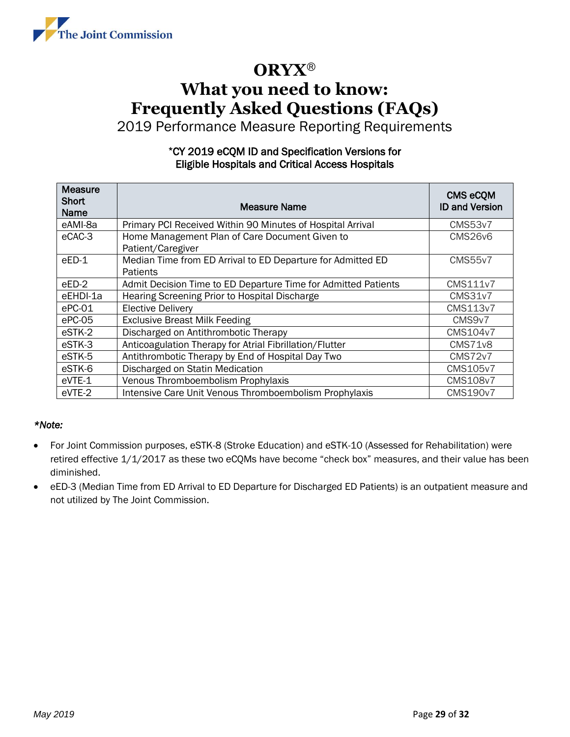# ORYX®

# What you need to know: Frequently Asked Questions (FAQs)

## 2019 Performance Measure Reporting Requirements

### *CY 2019 eCQM ID and Specification Versions for Eligible Hospitals and Critical Access Hospitals

| Measure Short Name | Measure Name | CMS eCQM ID and Version |
|---|---|---|
| eAMI-8a | Primary PCI Received Within 90 Minutes of Hospital Arrival | CMS53v7 |
| eCAC-3 | Home Management Plan of Care Document Given to Patient/Caregiver | CMS26v6 |
| eED-1 | Median Time from ED Arrival to ED Departure for Admitted ED Patients | CMS55v7 |
| eED-2 | Admit Decision Time to ED Departure Time for Admitted Patients | CMS111v7 |
| eEHDI-1a | Hearing Screening Prior to Hospital Discharge | CMS31v7 |
| ePC-01 | Elective Delivery | CMS113v7 |
| ePC-05 | Exclusive Breast Milk Feeding | CMS9v7 |
| eSTK-2 | Discharged on Antithrombotic Therapy | CMS104v7 |
| eSTK-3 | Anticoagulation Therapy for Atrial Fibrillation/Flutter | CMS71v8 |
| eSTK-5 | Antithrombotic Therapy by End of Hospital Day Two | CMS72v7 |
| eSTK-6 | Discharged on Statin Medication | CMS105v7 |
| eVTE-1 | Venous Thromboembolism Prophylaxis | CMS108v7 |
| eVTE-2 | Intensive Care Unit Venous Thromboembolism Prophylaxis | CMS190v7 |

***Note:***

- For Joint Commission purposes, eSTK-8 (Stroke Education) and eSTK-10 (Assessed for Rehabilitation) were retired effective 1/1/2017 as these two eCQMs have become "check box" measures, and their value has been diminished.
- eED-3 (Median Time from ED Arrival to ED Departure for Discharged ED Patients) is an outpatient measure and not utilized by The Joint Commission.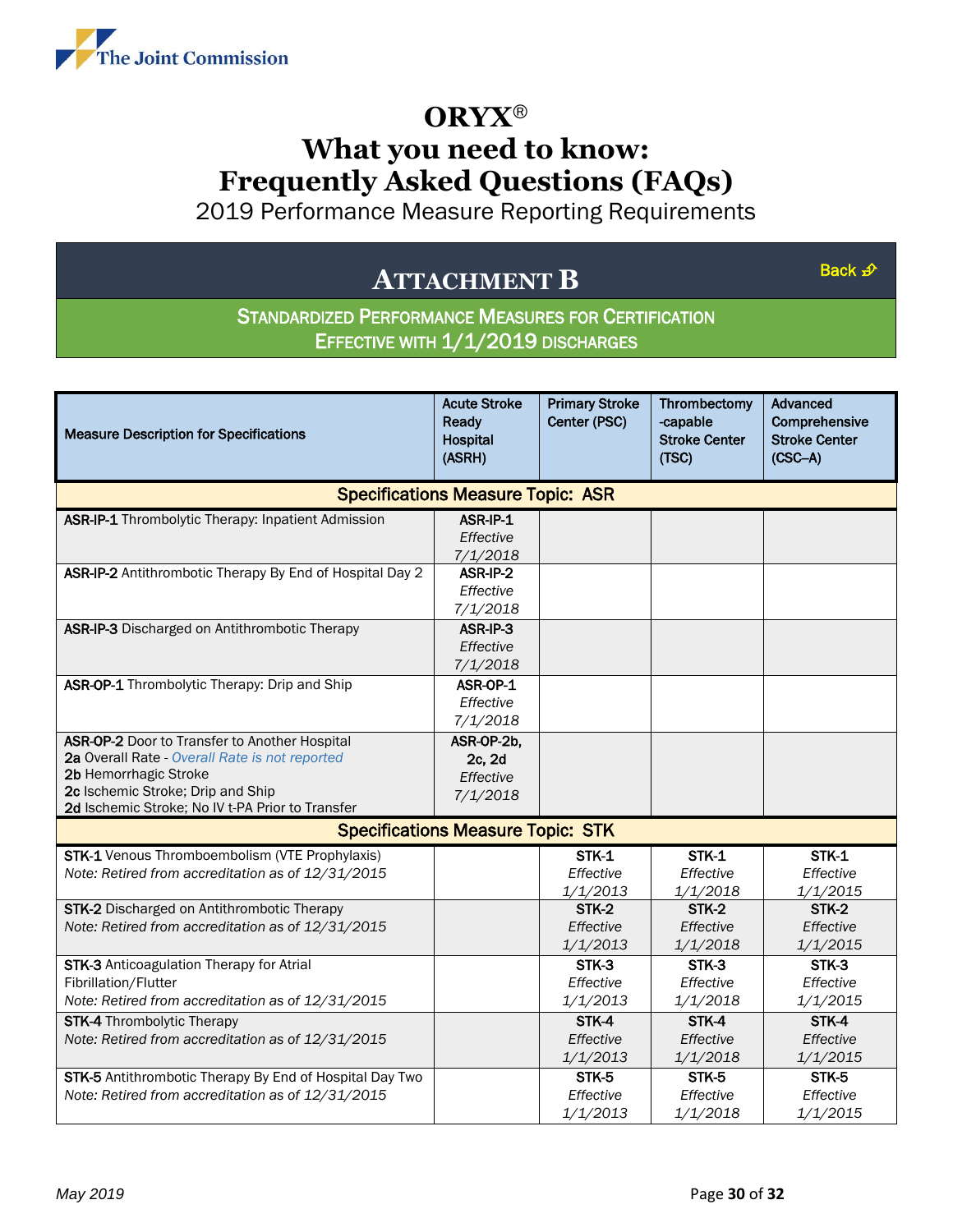# ORYX®
# What you need to know: Frequently Asked Questions (FAQs)

2019 Performance Measure Reporting Requirements

## ATTACHMENT B

Back

### STANDARDIZED PERFORMANCE MEASURES FOR CERTIFICATION EFFECTIVE WITH 1/1/2019 DISCHARGES

| Measure Description for Specifications | Acute Stroke Ready Hospital (ASRH) | Primary Stroke Center (PSC) | Thrombectomy-capable Stroke Center (TSC) | Advanced Comprehensive Stroke Center (CSC–A) |
|---|---|---|---|---|
| **Specifications Measure Topic: ASR** | | | | |
| **ASR-IP-1** Thrombolytic Therapy: Inpatient Admission | **ASR-IP-1** *Effective 7/1/2018* | | | |
| **ASR-IP-2** Antithrombotic Therapy By End of Hospital Day 2 | **ASR-IP-2** *Effective 7/1/2018* | | | |
| **ASR-IP-3** Discharged on Antithrombotic Therapy | **ASR-IP-3** *Effective 7/1/2018* | | | |
| **ASR-OP-1** Thrombolytic Therapy: Drip and Ship | **ASR-OP-1** *Effective 7/1/2018* | | | |
| **ASR-OP-2** Door to Transfer to Another Hospital<br>**2a** Overall Rate - *Overall Rate is not reported*<br>**2b** Hemorrhagic Stroke<br>**2c** Ischemic Stroke; Drip and Ship<br>**2d** Ischemic Stroke; No IV t-PA Prior to Transfer | **ASR-OP-2b, 2c, 2d** *Effective 7/1/2018* | | | |
| **Specifications Measure Topic: STK** | | | | |
| **STK-1** Venous Thromboembolism (VTE Prophylaxis)<br>*Note: Retired from accreditation as of 12/31/2015* | | **STK-1** *Effective 1/1/2013* | **STK-1** *Effective 1/1/2018* | **STK-1** *Effective 1/1/2015* |
| **STK-2** Discharged on Antithrombotic Therapy<br>*Note: Retired from accreditation as of 12/31/2015* | | **STK-2** *Effective 1/1/2013* | **STK-2** *Effective 1/1/2018* | **STK-2** *Effective 1/1/2015* |
| **STK-3** Anticoagulation Therapy for Atrial Fibrillation/Flutter<br>*Note: Retired from accreditation as of 12/31/2015* | | **STK-3** *Effective 1/1/2013* | **STK-3** *Effective 1/1/2018* | **STK-3** *Effective 1/1/2015* |
| **STK-4** Thrombolytic Therapy<br>*Note: Retired from accreditation as of 12/31/2015* | | **STK-4** *Effective 1/1/2013* | **STK-4** *Effective 1/1/2018* | **STK-4** *Effective 1/1/2015* |
| **STK-5** Antithrombotic Therapy By End of Hospital Day Two<br>*Note: Retired from accreditation as of 12/31/2015* | | **STK-5** *Effective 1/1/2013* | **STK-5** *Effective 1/1/2018* | **STK-5** *Effective 1/1/2015* |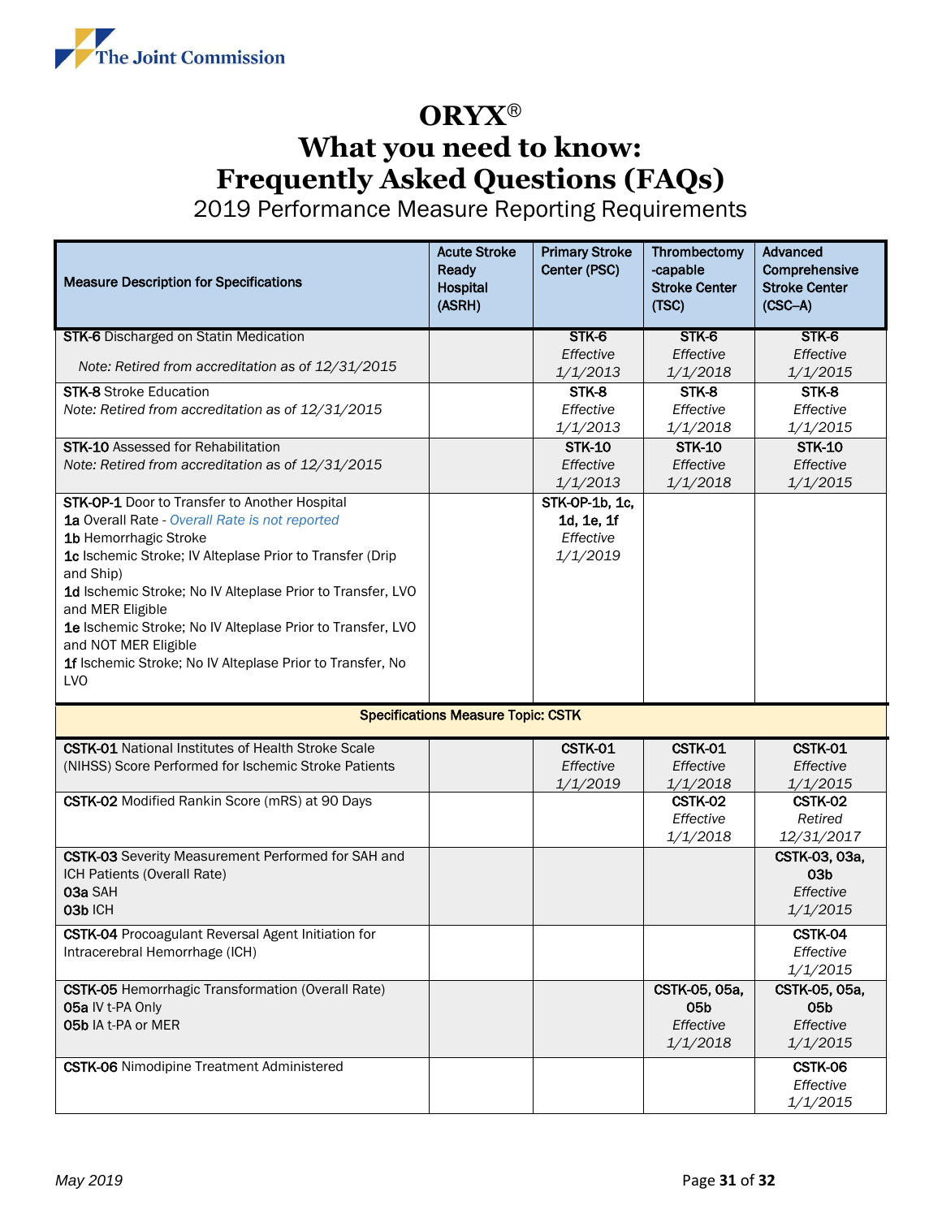# ORYX®
# What you need to know:
# Frequently Asked Questions (FAQs)

2019 Performance Measure Reporting Requirements

| Measure Description for Specifications | Acute Stroke Ready Hospital (ASRH) | Primary Stroke Center (PSC) | Thrombectomy-capable Stroke Center (TSC) | Advanced Comprehensive Stroke Center (CSC–A) |
|---|---|---|---|---|
| **STK-6** Discharged on Statin Medication<br>*Note: Retired from accreditation as of 12/31/2015* | | **STK-6**<br>*Effective 1/1/2013* | **STK-6**<br>*Effective 1/1/2018* | **STK-6**<br>*Effective 1/1/2015* |
| **STK-8** Stroke Education<br>*Note: Retired from accreditation as of 12/31/2015* | | **STK-8**<br>*Effective 1/1/2013* | **STK-8**<br>*Effective 1/1/2018* | **STK-8**<br>*Effective 1/1/2015* |
| **STK-10** Assessed for Rehabilitation<br>*Note: Retired from accreditation as of 12/31/2015* | | **STK-10**<br>*Effective 1/1/2013* | **STK-10**<br>*Effective 1/1/2018* | **STK-10**<br>*Effective 1/1/2015* |
| **STK-OP-1** Door to Transfer to Another Hospital<br>**1a** Overall Rate - *Overall Rate is not reported*<br>**1b** Hemorrhagic Stroke<br>**1c** Ischemic Stroke; IV Alteplase Prior to Transfer (Drip and Ship)<br>**1d** Ischemic Stroke; No IV Alteplase Prior to Transfer, LVO and MER Eligible<br>**1e** Ischemic Stroke; No IV Alteplase Prior to Transfer, LVO and NOT MER Eligible<br>**1f** Ischemic Stroke; No IV Alteplase Prior to Transfer, No LVO | | **STK-OP-1b, 1c, 1d, 1e, 1f**<br>*Effective 1/1/2019* | | |
| **Specifications Measure Topic: CSTK** | | | | |
| **CSTK-01** National Institutes of Health Stroke Scale (NIHSS) Score Performed for Ischemic Stroke Patients | | **CSTK-01**<br>*Effective 1/1/2019* | **CSTK-01**<br>*Effective 1/1/2018* | **CSTK-01**<br>*Effective 1/1/2015* |
| **CSTK-02** Modified Rankin Score (mRS) at 90 Days | | | **CSTK-02**<br>*Effective 1/1/2018* | **CSTK-02**<br>*Retired 12/31/2017* |
| **CSTK-03** Severity Measurement Performed for SAH and ICH Patients (Overall Rate)<br>**03a** SAH<br>**03b** ICH | | | | **CSTK-03, 03a, 03b**<br>*Effective 1/1/2015* |
| **CSTK-04** Procoagulant Reversal Agent Initiation for Intracerebral Hemorrhage (ICH) | | | | **CSTK-04**<br>*Effective 1/1/2015* |
| **CSTK-05** Hemorrhagic Transformation (Overall Rate)<br>**05a** IV t-PA Only<br>**05b** IA t-PA or MER | | | **CSTK-05, 05a, 05b**<br>*Effective 1/1/2018* | **CSTK-05, 05a, 05b**<br>*Effective 1/1/2015* |
| **CSTK-06** Nimodipine Treatment Administered | | | | **CSTK-06**<br>*Effective 1/1/2015* |

*May 2019*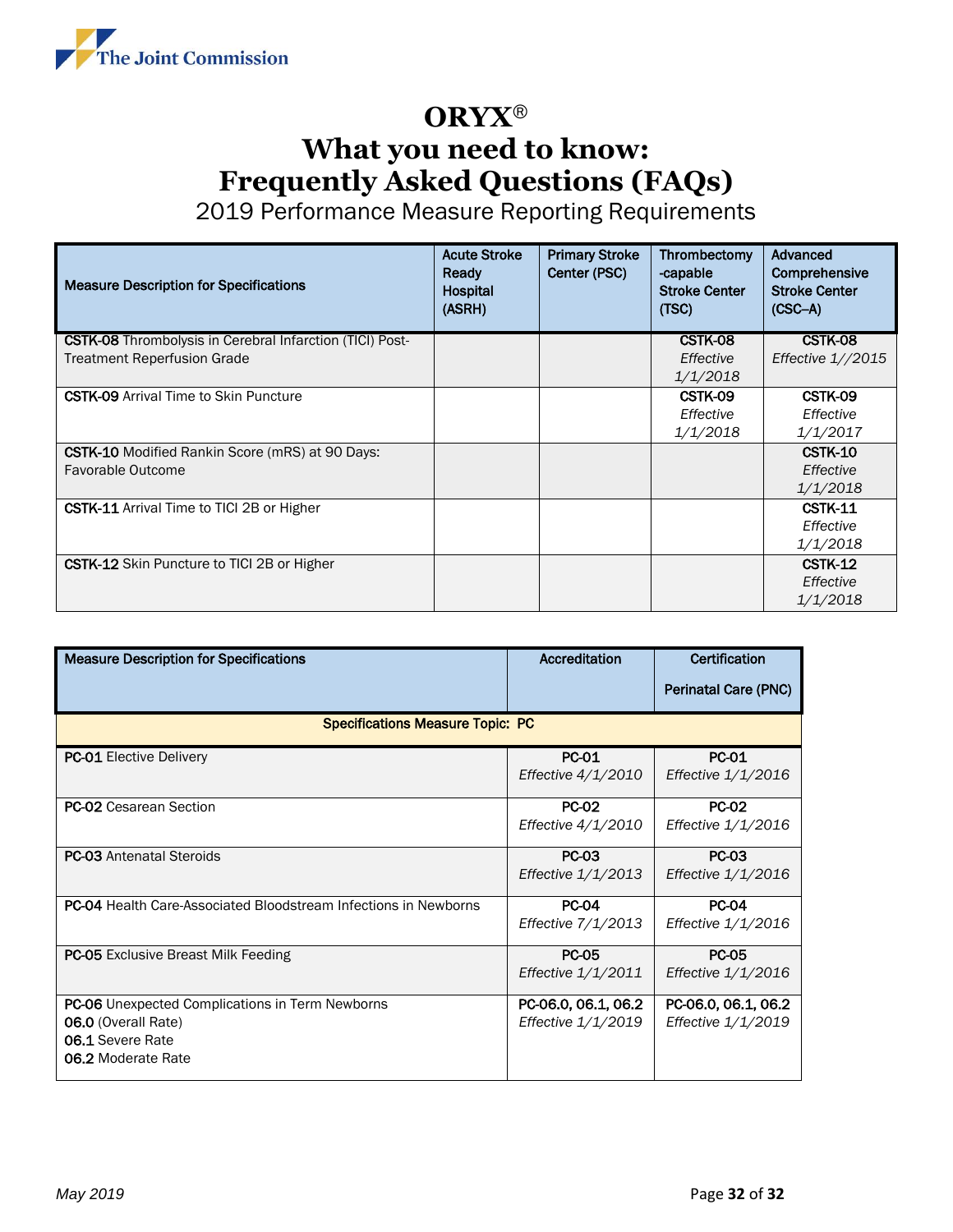# ORYX®

# What you need to know: Frequently Asked Questions (FAQs)

## 2019 Performance Measure Reporting Requirements

| Measure Description for Specifications | Acute Stroke Ready Hospital (ASRH) | Primary Stroke Center (PSC) | Thrombectomy-capable Stroke Center (TSC) | Advanced Comprehensive Stroke Center (CSC–A) |
|---|---|---|---|---|
| **CSTK-08** Thrombolysis in Cerebral Infarction (TICI) Post-Treatment Reperfusion Grade | | | **CSTK-08** *Effective 1/1/2018* | **CSTK-08** *Effective 1//2015* |
| **CSTK-09** Arrival Time to Skin Puncture | | | **CSTK-09** *Effective 1/1/2018* | **CSTK-09** *Effective 1/1/2017* |
| **CSTK-10** Modified Rankin Score (mRS) at 90 Days: Favorable Outcome | | | | **CSTK-10** *Effective 1/1/2018* |
| **CSTK-11** Arrival Time to TICI 2B or Higher | | | | **CSTK-11** *Effective 1/1/2018* |
| **CSTK-12** Skin Puncture to TICI 2B or Higher | | | | **CSTK-12** *Effective 1/1/2018* |

| Measure Description for Specifications | Accreditation | Certification Perinatal Care (PNC) |
|---|---|---|
| **Specifications Measure Topic: PC** | | |
| **PC-01** Elective Delivery | **PC-01** *Effective 4/1/2010* | **PC-01** *Effective 1/1/2016* |
| **PC-02** Cesarean Section | **PC-02** *Effective 4/1/2010* | **PC-02** *Effective 1/1/2016* |
| **PC-03** Antenatal Steroids | **PC-03** *Effective 1/1/2013* | **PC-03** *Effective 1/1/2016* |
| **PC-04** Health Care-Associated Bloodstream Infections in Newborns | **PC-04** *Effective 7/1/2013* | **PC-04** *Effective 1/1/2016* |
| **PC-05** Exclusive Breast Milk Feeding | **PC-05** *Effective 1/1/2011* | **PC-05** *Effective 1/1/2016* |
| **PC-06** Unexpected Complications in Term Newborns<br>**06.0** (Overall Rate)<br>**06.1** Severe Rate<br>**06.2** Moderate Rate | **PC-06.0, 06.1, 06.2** *Effective 1/1/2019* | **PC-06.0, 06.1, 06.2** *Effective 1/1/2019* |

*May 2019*